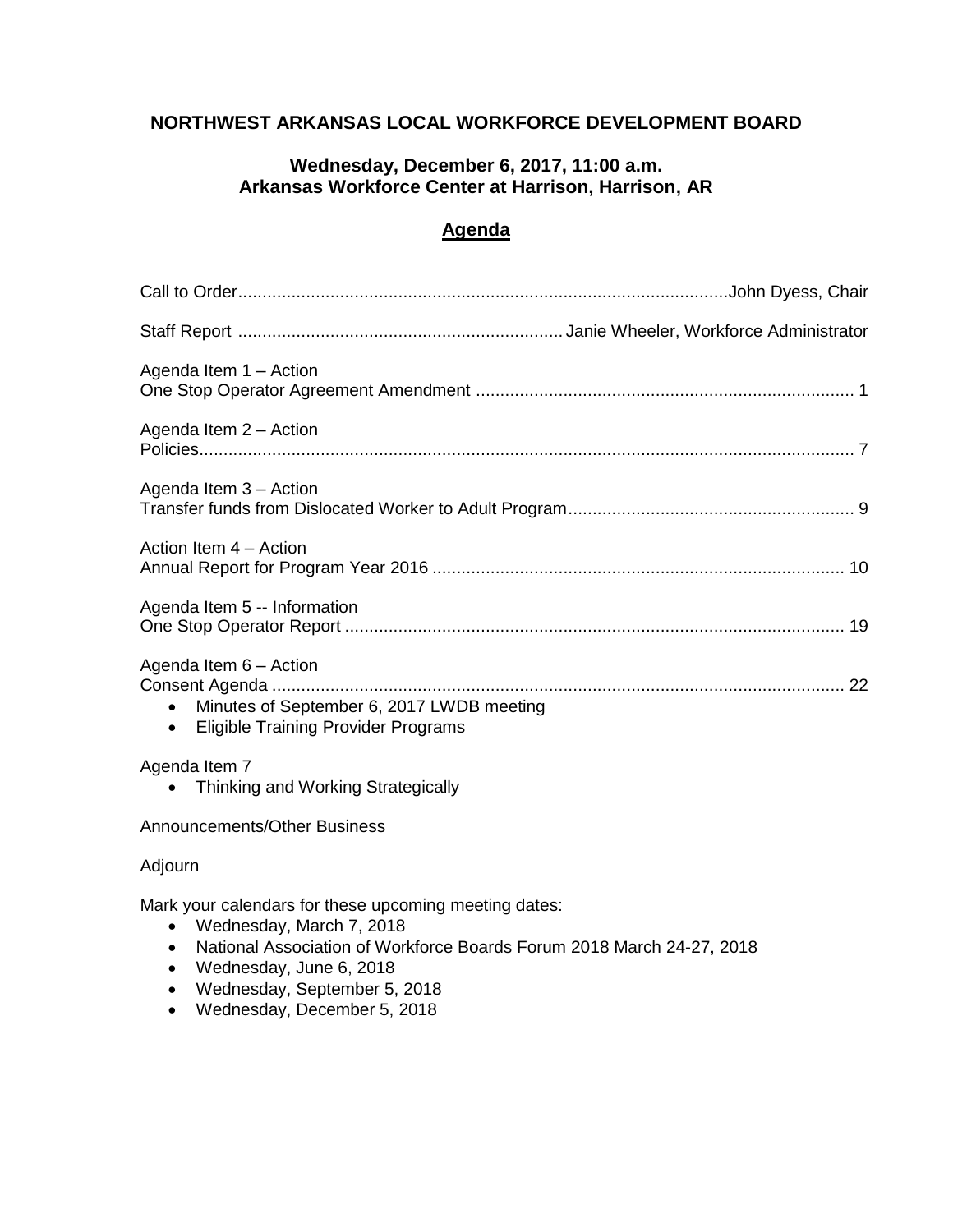# NORTHWEST ARKANSAS LOCAL WORKFORCE DEVELOPMENT BOARD

### Wednesday, December 6, 2017, 11:00 a.m.
### Arkansas Workforce Center at Harrison, Harrison, AR

## Agenda

Call to Order....................................................................................................John Dyess, Chair

Staff Report .................................................................Janie Wheeler, Workforce Administrator

Agenda Item 1 – Action
One Stop Operator Agreement Amendment ............................................................................ 1

Agenda Item 2 – Action
Policies...................................................................................................................................... 7

Agenda Item 3 – Action
Transfer funds from Dislocated Worker to Adult Program.......................................................... 9

Action Item 4 – Action
Annual Report for Program Year 2016 .................................................................................... 10

Agenda Item 5 -- Information
One Stop Operator Report ...................................................................................................... 19

Agenda Item 6 – Action
Consent Agenda ..................................................................................................................... 22

- Minutes of September 6, 2017 LWDB meeting
- Eligible Training Provider Programs

Agenda Item 7

- Thinking and Working Strategically

Announcements/Other Business

Adjourn

Mark your calendars for these upcoming meeting dates:

- Wednesday, March 7, 2018
- National Association of Workforce Boards Forum 2018 March 24-27, 2018
- Wednesday, June 6, 2018
- Wednesday, September 5, 2018
- Wednesday, December 5, 2018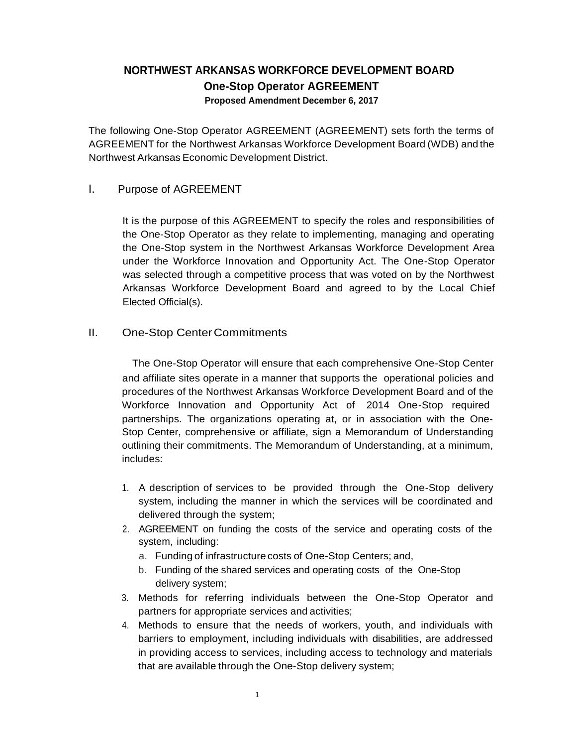# NORTHWEST ARKANSAS WORKFORCE DEVELOPMENT BOARD
## One-Stop Operator AGREEMENT
### Proposed Amendment December 6, 2017

The following One-Stop Operator AGREEMENT (AGREEMENT) sets forth the terms of AGREEMENT for the Northwest Arkansas Workforce Development Board (WDB) and the Northwest Arkansas Economic Development District.

## I. Purpose of AGREEMENT

It is the purpose of this AGREEMENT to specify the roles and responsibilities of the One-Stop Operator as they relate to implementing, managing and operating the One-Stop system in the Northwest Arkansas Workforce Development Area under the Workforce Innovation and Opportunity Act. The One-Stop Operator was selected through a competitive process that was voted on by the Northwest Arkansas Workforce Development Board and agreed to by the Local Chief Elected Official(s).

## II. One-Stop Center Commitments

The One-Stop Operator will ensure that each comprehensive One-Stop Center and affiliate sites operate in a manner that supports the operational policies and procedures of the Northwest Arkansas Workforce Development Board and of the Workforce Innovation and Opportunity Act of 2014 One-Stop required partnerships. The organizations operating at, or in association with the One-Stop Center, comprehensive or affiliate, sign a Memorandum of Understanding outlining their commitments. The Memorandum of Understanding, at a minimum, includes:

1. A description of services to be provided through the One-Stop delivery system, including the manner in which the services will be coordinated and delivered through the system;
2. AGREEMENT on funding the costs of the service and operating costs of the system, including:
   a. Funding of infrastructure costs of One-Stop Centers; and,
   b. Funding of the shared services and operating costs of the One-Stop delivery system;
3. Methods for referring individuals between the One-Stop Operator and partners for appropriate services and activities;
4. Methods to ensure that the needs of workers, youth, and individuals with barriers to employment, including individuals with disabilities, are addressed in providing access to services, including access to technology and materials that are available through the One-Stop delivery system;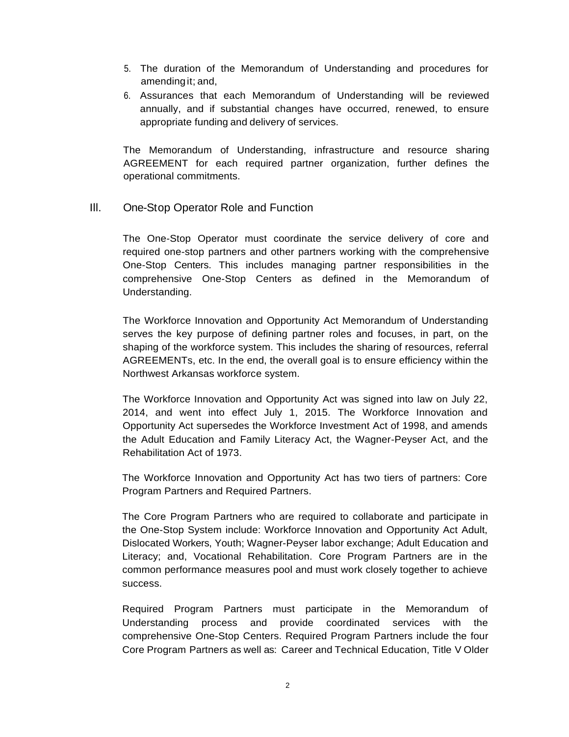5. The duration of the Memorandum of Understanding and procedures for amending it; and,
6. Assurances that each Memorandum of Understanding will be reviewed annually, and if substantial changes have occurred, renewed, to ensure appropriate funding and delivery of services.

The Memorandum of Understanding, infrastructure and resource sharing AGREEMENT for each required partner organization, further defines the operational commitments.

## III. One-Stop Operator Role and Function

The One-Stop Operator must coordinate the service delivery of core and required one-stop partners and other partners working with the comprehensive One-Stop Centers. This includes managing partner responsibilities in the comprehensive One-Stop Centers as defined in the Memorandum of Understanding.

The Workforce Innovation and Opportunity Act Memorandum of Understanding serves the key purpose of defining partner roles and focuses, in part, on the shaping of the workforce system. This includes the sharing of resources, referral AGREEMENTs, etc. In the end, the overall goal is to ensure efficiency within the Northwest Arkansas workforce system.

The Workforce Innovation and Opportunity Act was signed into law on July 22, 2014, and went into effect July 1, 2015. The Workforce Innovation and Opportunity Act supersedes the Workforce Investment Act of 1998, and amends the Adult Education and Family Literacy Act, the Wagner-Peyser Act, and the Rehabilitation Act of 1973.

The Workforce Innovation and Opportunity Act has two tiers of partners: Core Program Partners and Required Partners.

The Core Program Partners who are required to collaborate and participate in the One-Stop System include: Workforce Innovation and Opportunity Act Adult, Dislocated Workers, Youth; Wagner-Peyser labor exchange; Adult Education and Literacy; and, Vocational Rehabilitation. Core Program Partners are in the common performance measures pool and must work closely together to achieve success.

Required Program Partners must participate in the Memorandum of Understanding process and provide coordinated services with the comprehensive One-Stop Centers. Required Program Partners include the four Core Program Partners as well as: Career and Technical Education, Title V Older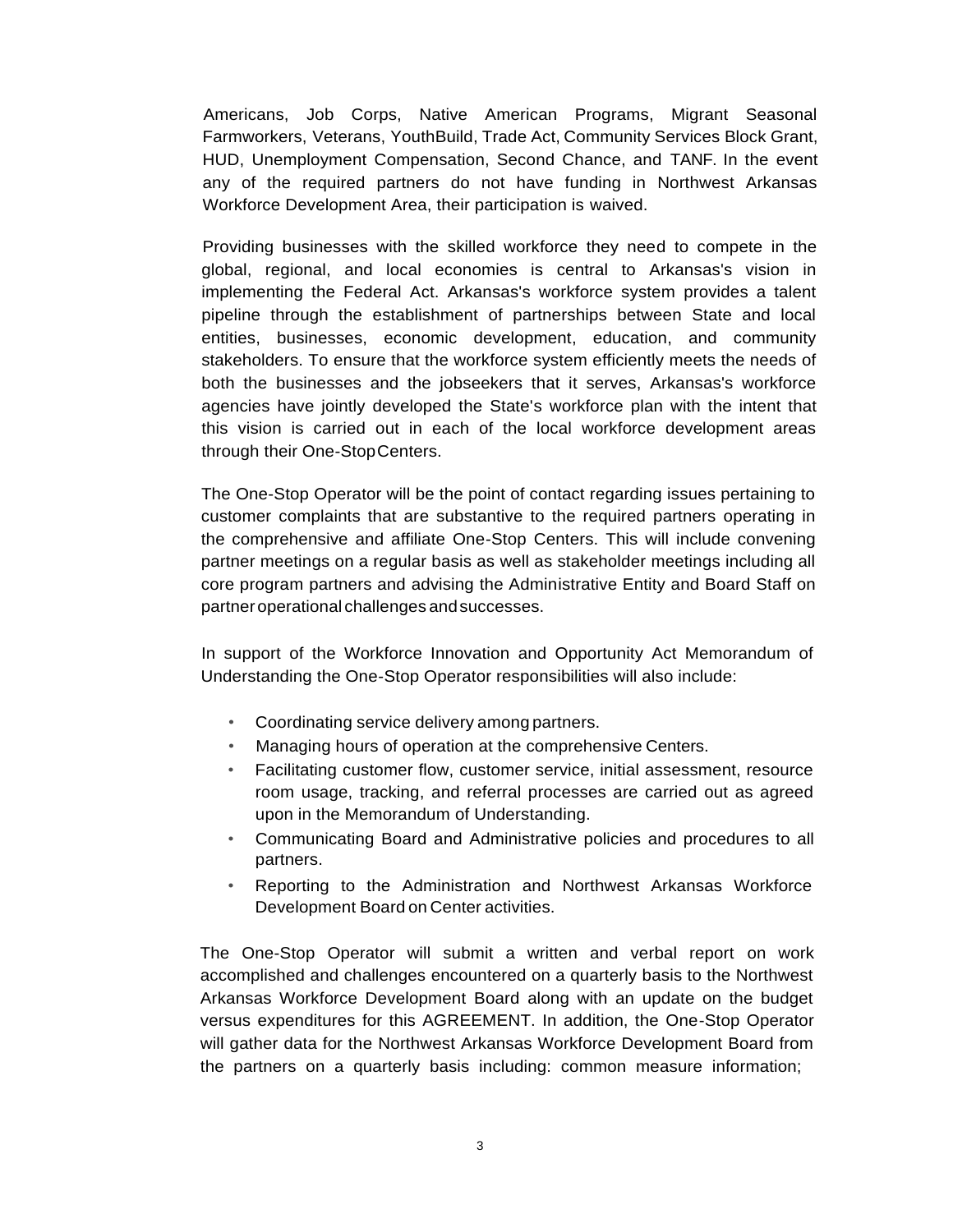Americans, Job Corps, Native American Programs, Migrant Seasonal Farmworkers, Veterans, YouthBuild, Trade Act, Community Services Block Grant, HUD, Unemployment Compensation, Second Chance, and TANF. In the event any of the required partners do not have funding in Northwest Arkansas Workforce Development Area, their participation is waived.

Providing businesses with the skilled workforce they need to compete in the global, regional, and local economies is central to Arkansas's vision in implementing the Federal Act. Arkansas's workforce system provides a talent pipeline through the establishment of partnerships between State and local entities, businesses, economic development, education, and community stakeholders. To ensure that the workforce system efficiently meets the needs of both the businesses and the jobseekers that it serves, Arkansas's workforce agencies have jointly developed the State's workforce plan with the intent that this vision is carried out in each of the local workforce development areas through their One-Stop Centers.

The One-Stop Operator will be the point of contact regarding issues pertaining to customer complaints that are substantive to the required partners operating in the comprehensive and affiliate One-Stop Centers. This will include convening partner meetings on a regular basis as well as stakeholder meetings including all core program partners and advising the Administrative Entity and Board Staff on partner operational challenges and successes.

In support of the Workforce Innovation and Opportunity Act Memorandum of Understanding the One-Stop Operator responsibilities will also include:

- Coordinating service delivery among partners.
- Managing hours of operation at the comprehensive Centers.
- Facilitating customer flow, customer service, initial assessment, resource room usage, tracking, and referral processes are carried out as agreed upon in the Memorandum of Understanding.
- Communicating Board and Administrative policies and procedures to all partners.
- Reporting to the Administration and Northwest Arkansas Workforce Development Board on Center activities.

The One-Stop Operator will submit a written and verbal report on work accomplished and challenges encountered on a quarterly basis to the Northwest Arkansas Workforce Development Board along with an update on the budget versus expenditures for this AGREEMENT. In addition, the One-Stop Operator will gather data for the Northwest Arkansas Workforce Development Board from the partners on a quarterly basis including: common measure information;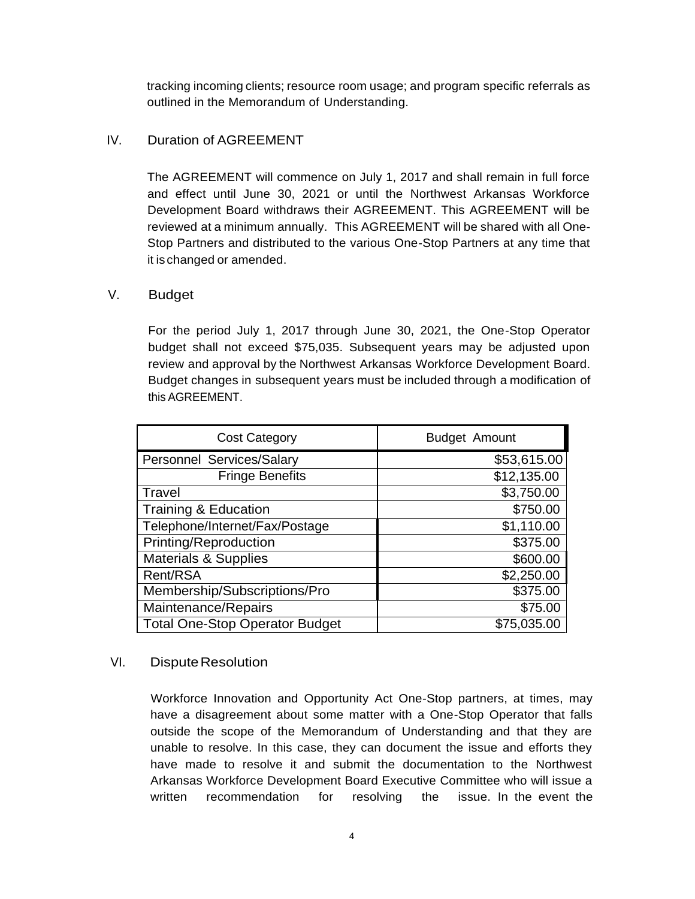tracking incoming clients; resource room usage; and program specific referrals as outlined in the Memorandum of Understanding.

## IV. Duration of AGREEMENT

The AGREEMENT will commence on July 1, 2017 and shall remain in full force and effect until June 30, 2021 or until the Northwest Arkansas Workforce Development Board withdraws their AGREEMENT. This AGREEMENT will be reviewed at a minimum annually. This AGREEMENT will be shared with all One-Stop Partners and distributed to the various One-Stop Partners at any time that it is changed or amended.

## V. Budget

For the period July 1, 2017 through June 30, 2021, the One-Stop Operator budget shall not exceed $75,035. Subsequent years may be adjusted upon review and approval by the Northwest Arkansas Workforce Development Board. Budget changes in subsequent years must be included through a modification of this AGREEMENT.

| Cost Category | Budget Amount |
|---|---|
| Personnel Services/Salary | $53,615.00 |
| Fringe Benefits | $12,135.00 |
| Travel | $3,750.00 |
| Training & Education | $750.00 |
| Telephone/Internet/Fax/Postage | $1,110.00 |
| Printing/Reproduction | $375.00 |
| Materials & Supplies | $600.00 |
| Rent/RSA | $2,250.00 |
| Membership/Subscriptions/Pro | $375.00 |
| Maintenance/Repairs | $75.00 |
| Total One-Stop Operator Budget | $75,035.00 |

## VI. Dispute Resolution

Workforce Innovation and Opportunity Act One-Stop partners, at times, may have a disagreement about some matter with a One-Stop Operator that falls outside the scope of the Memorandum of Understanding and that they are unable to resolve. In this case, they can document the issue and efforts they have made to resolve it and submit the documentation to the Northwest Arkansas Workforce Development Board Executive Committee who will issue a written recommendation for resolving the issue. In the event the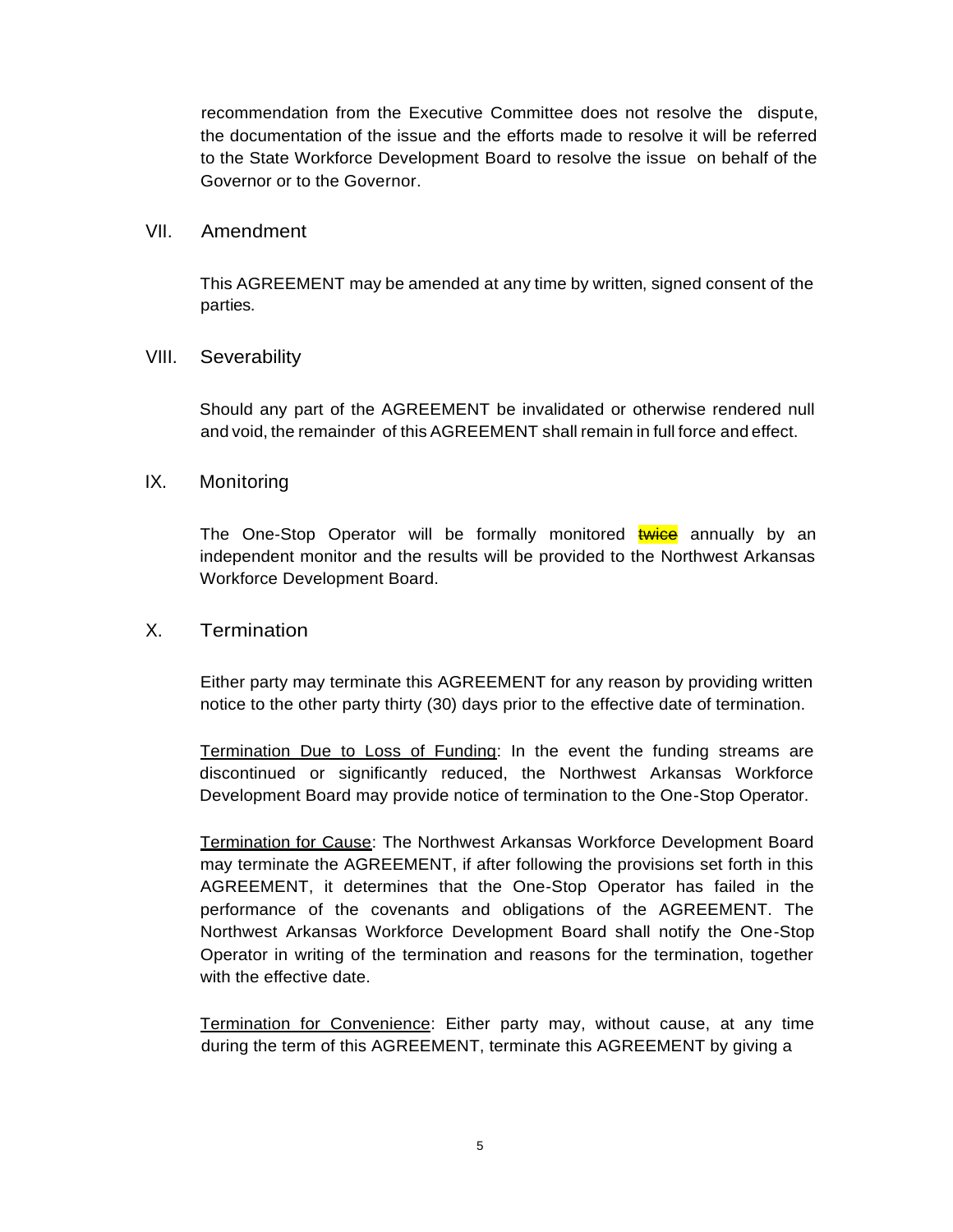recommendation from the Executive Committee does not resolve the dispute, the documentation of the issue and the efforts made to resolve it will be referred to the State Workforce Development Board to resolve the issue on behalf of the Governor or to the Governor.

## VII. Amendment

This AGREEMENT may be amended at any time by written, signed consent of the parties.

## VIII. Severability

Should any part of the AGREEMENT be invalidated or otherwise rendered null and void, the remainder of this AGREEMENT shall remain in full force and effect.

## IX. Monitoring

The One-Stop Operator will be formally monitored ~~twice~~ annually by an independent monitor and the results will be provided to the Northwest Arkansas Workforce Development Board.

## X. Termination

Either party may terminate this AGREEMENT for any reason by providing written notice to the other party thirty (30) days prior to the effective date of termination.

<u>Termination Due to Loss of Funding</u>: In the event the funding streams are discontinued or significantly reduced, the Northwest Arkansas Workforce Development Board may provide notice of termination to the One-Stop Operator.

<u>Termination for Cause</u>: The Northwest Arkansas Workforce Development Board may terminate the AGREEMENT, if after following the provisions set forth in this AGREEMENT, it determines that the One-Stop Operator has failed in the performance of the covenants and obligations of the AGREEMENT. The Northwest Arkansas Workforce Development Board shall notify the One-Stop Operator in writing of the termination and reasons for the termination, together with the effective date.

<u>Termination for Convenience</u>: Either party may, without cause, at any time during the term of this AGREEMENT, terminate this AGREEMENT by giving a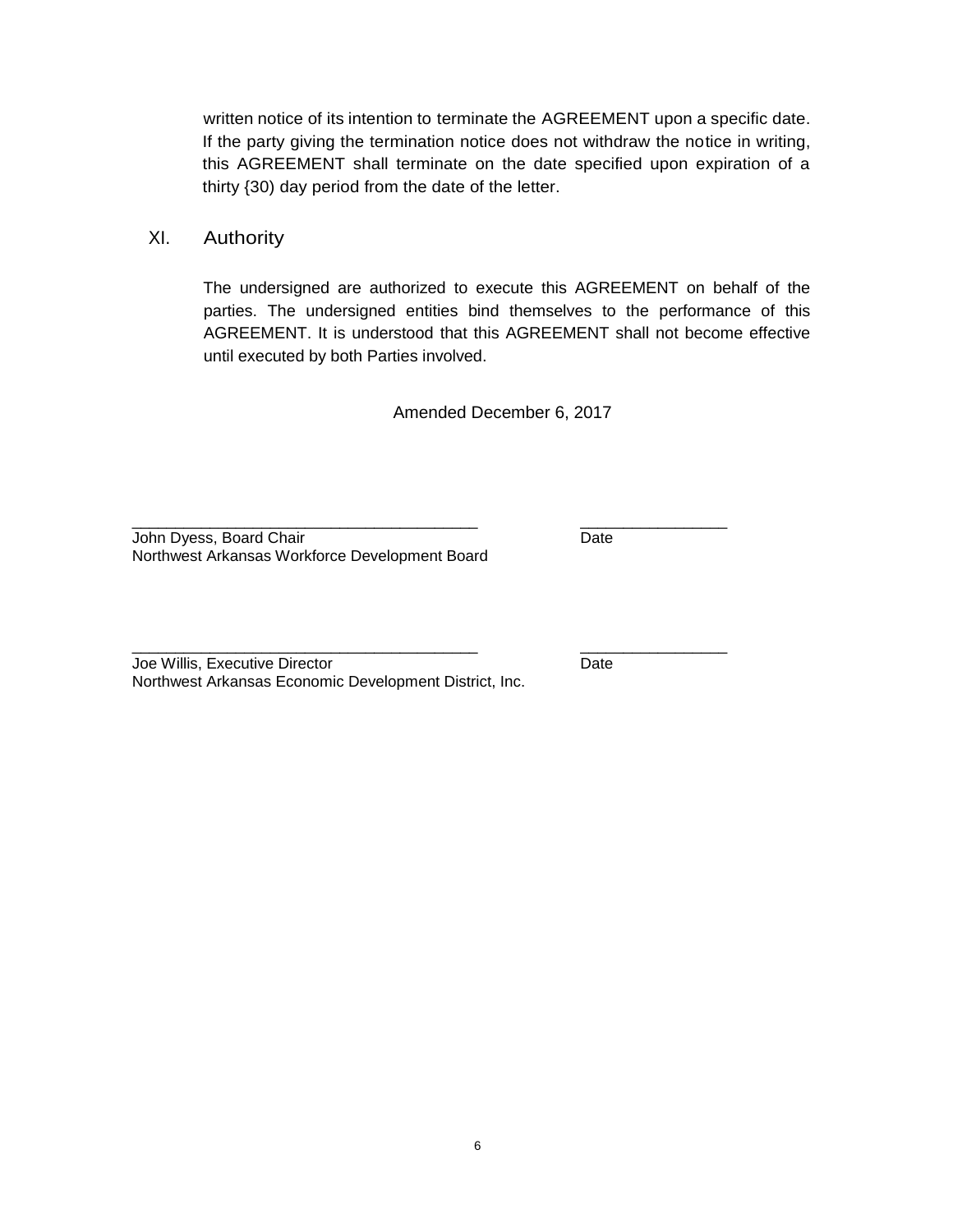written notice of its intention to terminate the AGREEMENT upon a specific date. If the party giving the termination notice does not withdraw the notice in writing, this AGREEMENT shall terminate on the date specified upon expiration of a thirty {30) day period from the date of the letter.

## XI. Authority

The undersigned are authorized to execute this AGREEMENT on behalf of the parties. The undersigned entities bind themselves to the performance of this AGREEMENT. It is understood that this AGREEMENT shall not become effective until executed by both Parties involved.

Amended December 6, 2017

\_\_\_\_\_\_\_\_\_\_\_\_\_\_\_\_\_\_\_\_\_\_\_\_\_\_\_\_\_\_\_\_\_\_\_\_\_\_\_\_ \_\_\_\_\_\_\_\_\_\_\_\_\_\_\_\_\_

John Dyess, Board Chair Date
Northwest Arkansas Workforce Development Board

\_\_\_\_\_\_\_\_\_\_\_\_\_\_\_\_\_\_\_\_\_\_\_\_\_\_\_\_\_\_\_\_\_\_\_\_\_\_\_\_ \_\_\_\_\_\_\_\_\_\_\_\_\_\_\_\_\_

Joe Willis, Executive Director Date
Northwest Arkansas Economic Development District, Inc.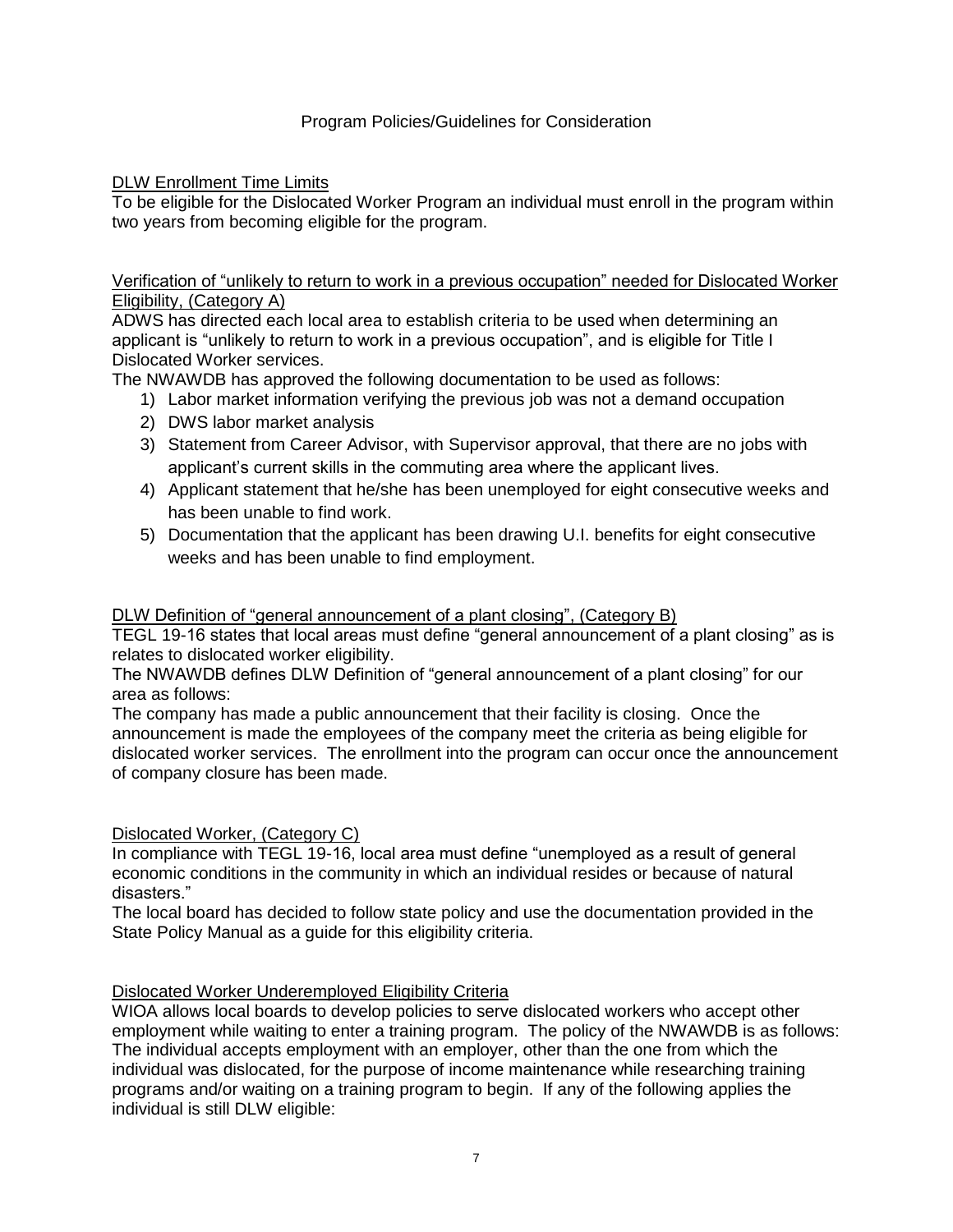Program Policies/Guidelines for Consideration

DLW Enrollment Time Limits

To be eligible for the Dislocated Worker Program an individual must enroll in the program within two years from becoming eligible for the program.

Verification of "unlikely to return to work in a previous occupation" needed for Dislocated Worker Eligibility, (Category A)

ADWS has directed each local area to establish criteria to be used when determining an applicant is "unlikely to return to work in a previous occupation", and is eligible for Title I Dislocated Worker services.

The NWAWDB has approved the following documentation to be used as follows:

1) Labor market information verifying the previous job was not a demand occupation
2) DWS labor market analysis
3) Statement from Career Advisor, with Supervisor approval, that there are no jobs with applicant's current skills in the commuting area where the applicant lives.
4) Applicant statement that he/she has been unemployed for eight consecutive weeks and has been unable to find work.
5) Documentation that the applicant has been drawing U.I. benefits for eight consecutive weeks and has been unable to find employment.

DLW Definition of "general announcement of a plant closing", (Category B)

TEGL 19-16 states that local areas must define "general announcement of a plant closing" as is relates to dislocated worker eligibility.

The NWAWDB defines DLW Definition of "general announcement of a plant closing" for our area as follows:

The company has made a public announcement that their facility is closing. Once the announcement is made the employees of the company meet the criteria as being eligible for dislocated worker services. The enrollment into the program can occur once the announcement of company closure has been made.

Dislocated Worker, (Category C)

In compliance with TEGL 19-16, local area must define "unemployed as a result of general economic conditions in the community in which an individual resides or because of natural disasters."

The local board has decided to follow state policy and use the documentation provided in the State Policy Manual as a guide for this eligibility criteria.

Dislocated Worker Underemployed Eligibility Criteria

WIOA allows local boards to develop policies to serve dislocated workers who accept other employment while waiting to enter a training program. The policy of the NWAWDB is as follows: The individual accepts employment with an employer, other than the one from which the individual was dislocated, for the purpose of income maintenance while researching training programs and/or waiting on a training program to begin. If any of the following applies the individual is still DLW eligible: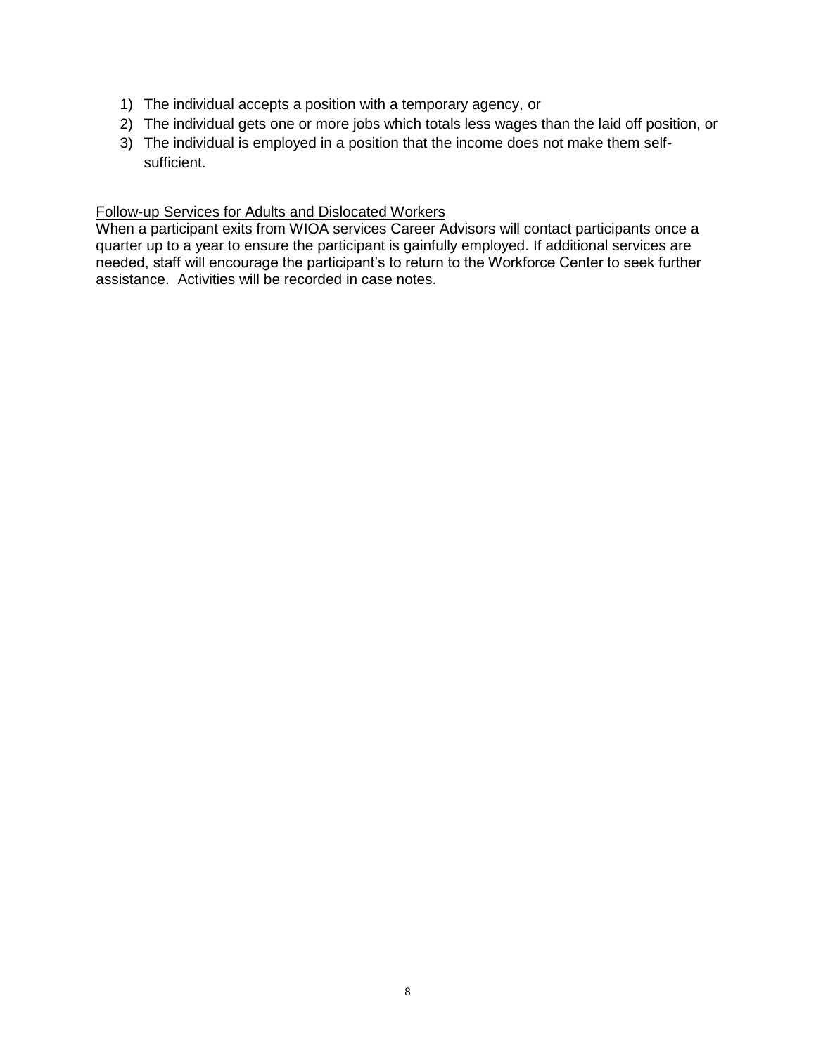1) The individual accepts a position with a temporary agency, or
2) The individual gets one or more jobs which totals less wages than the laid off position, or
3) The individual is employed in a position that the income does not make them self-sufficient.

<u>Follow-up Services for Adults and Dislocated Workers</u>

When a participant exits from WIOA services Career Advisors will contact participants once a quarter up to a year to ensure the participant is gainfully employed. If additional services are needed, staff will encourage the participant's to return to the Workforce Center to seek further assistance. Activities will be recorded in case notes.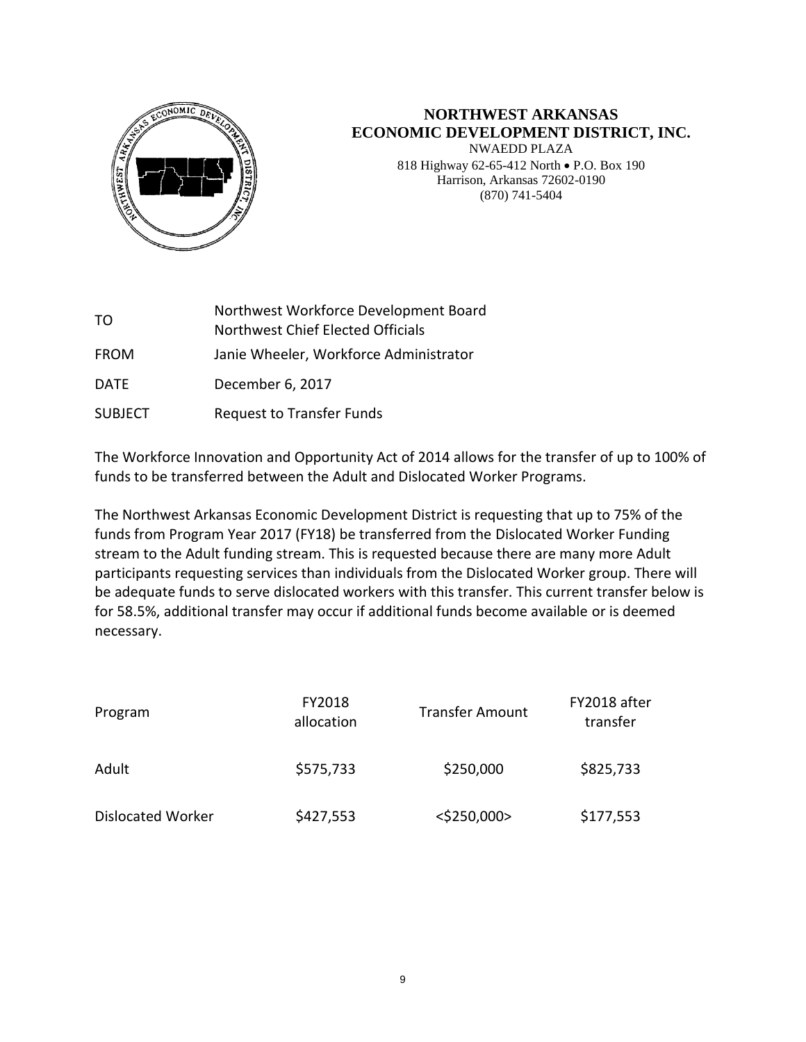# NORTHWEST ARKANSAS ECONOMIC DEVELOPMENT DISTRICT, INC.

NWAEDD PLAZA
818 Highway 62-65-412 North • P.O. Box 190
Harrison, Arkansas 72602-0190
(870) 741-5404

| | |
|---|---|
| TO | Northwest Workforce Development Board<br>Northwest Chief Elected Officials |
| FROM | Janie Wheeler, Workforce Administrator |
| DATE | December 6, 2017 |
| SUBJECT | Request to Transfer Funds |

The Workforce Innovation and Opportunity Act of 2014 allows for the transfer of up to 100% of funds to be transferred between the Adult and Dislocated Worker Programs.

The Northwest Arkansas Economic Development District is requesting that up to 75% of the funds from Program Year 2017 (FY18) be transferred from the Dislocated Worker Funding stream to the Adult funding stream. This is requested because there are many more Adult participants requesting services than individuals from the Dislocated Worker group. There will be adequate funds to serve dislocated workers with this transfer. This current transfer below is for 58.5%, additional transfer may occur if additional funds become available or is deemed necessary.

| Program | FY2018 allocation | Transfer Amount | FY2018 after transfer |
|---|---|---|---|
| Adult | $575,733 | $250,000 | $825,733 |
| Dislocated Worker | $427,553 | <$250,000> | $177,553 |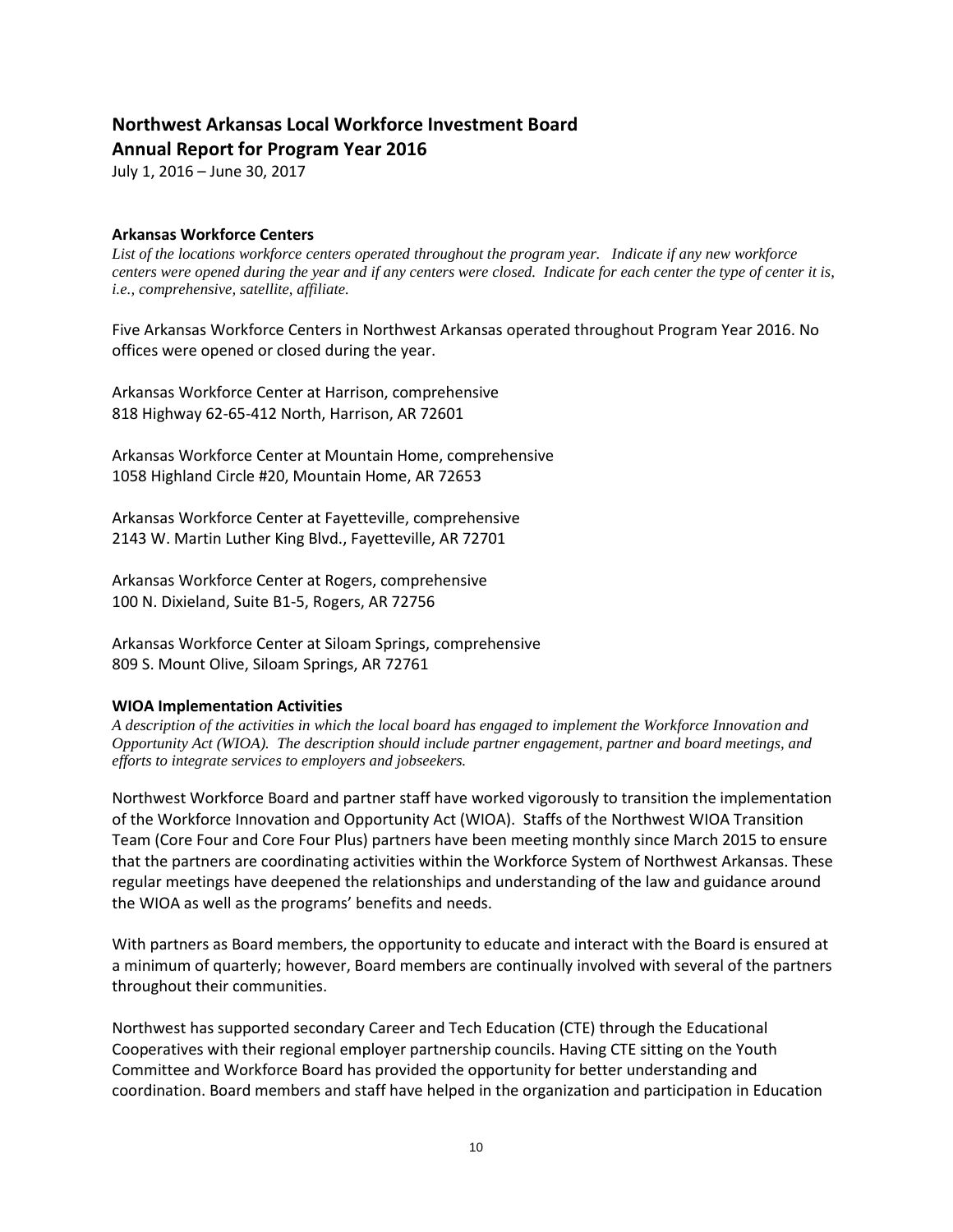# Northwest Arkansas Local Workforce Investment Board

## Annual Report for Program Year 2016

July 1, 2016 – June 30, 2017

### Arkansas Workforce Centers

*List of the locations workforce centers operated throughout the program year. Indicate if any new workforce centers were opened during the year and if any centers were closed. Indicate for each center the type of center it is, i.e., comprehensive, satellite, affiliate.*

Five Arkansas Workforce Centers in Northwest Arkansas operated throughout Program Year 2016. No offices were opened or closed during the year.

Arkansas Workforce Center at Harrison, comprehensive
818 Highway 62-65-412 North, Harrison, AR 72601

Arkansas Workforce Center at Mountain Home, comprehensive
1058 Highland Circle #20, Mountain Home, AR 72653

Arkansas Workforce Center at Fayetteville, comprehensive
2143 W. Martin Luther King Blvd., Fayetteville, AR 72701

Arkansas Workforce Center at Rogers, comprehensive
100 N. Dixieland, Suite B1-5, Rogers, AR 72756

Arkansas Workforce Center at Siloam Springs, comprehensive
809 S. Mount Olive, Siloam Springs, AR 72761

### WIOA Implementation Activities

*A description of the activities in which the local board has engaged to implement the Workforce Innovation and Opportunity Act (WIOA). The description should include partner engagement, partner and board meetings, and efforts to integrate services to employers and jobseekers.*

Northwest Workforce Board and partner staff have worked vigorously to transition the implementation of the Workforce Innovation and Opportunity Act (WIOA). Staffs of the Northwest WIOA Transition Team (Core Four and Core Four Plus) partners have been meeting monthly since March 2015 to ensure that the partners are coordinating activities within the Workforce System of Northwest Arkansas. These regular meetings have deepened the relationships and understanding of the law and guidance around the WIOA as well as the programs' benefits and needs.

With partners as Board members, the opportunity to educate and interact with the Board is ensured at a minimum of quarterly; however, Board members are continually involved with several of the partners throughout their communities.

Northwest has supported secondary Career and Tech Education (CTE) through the Educational Cooperatives with their regional employer partnership councils. Having CTE sitting on the Youth Committee and Workforce Board has provided the opportunity for better understanding and coordination. Board members and staff have helped in the organization and participation in Education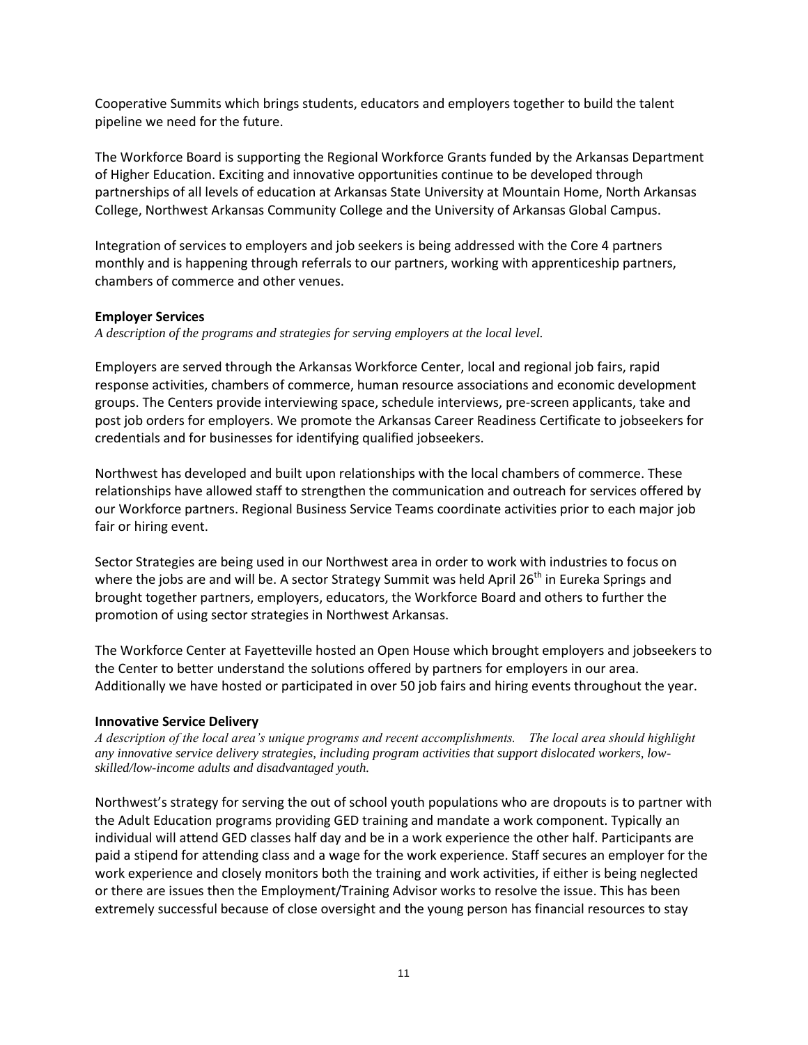Cooperative Summits which brings students, educators and employers together to build the talent pipeline we need for the future.

The Workforce Board is supporting the Regional Workforce Grants funded by the Arkansas Department of Higher Education. Exciting and innovative opportunities continue to be developed through partnerships of all levels of education at Arkansas State University at Mountain Home, North Arkansas College, Northwest Arkansas Community College and the University of Arkansas Global Campus.

Integration of services to employers and job seekers is being addressed with the Core 4 partners monthly and is happening through referrals to our partners, working with apprenticeship partners, chambers of commerce and other venues.

**Employer Services**

*A description of the programs and strategies for serving employers at the local level.*

Employers are served through the Arkansas Workforce Center, local and regional job fairs, rapid response activities, chambers of commerce, human resource associations and economic development groups. The Centers provide interviewing space, schedule interviews, pre-screen applicants, take and post job orders for employers. We promote the Arkansas Career Readiness Certificate to jobseekers for credentials and for businesses for identifying qualified jobseekers.

Northwest has developed and built upon relationships with the local chambers of commerce. These relationships have allowed staff to strengthen the communication and outreach for services offered by our Workforce partners. Regional Business Service Teams coordinate activities prior to each major job fair or hiring event.

Sector Strategies are being used in our Northwest area in order to work with industries to focus on where the jobs are and will be. A sector Strategy Summit was held April 26th in Eureka Springs and brought together partners, employers, educators, the Workforce Board and others to further the promotion of using sector strategies in Northwest Arkansas.

The Workforce Center at Fayetteville hosted an Open House which brought employers and jobseekers to the Center to better understand the solutions offered by partners for employers in our area. Additionally we have hosted or participated in over 50 job fairs and hiring events throughout the year.

**Innovative Service Delivery**

*A description of the local area's unique programs and recent accomplishments. The local area should highlight any innovative service delivery strategies, including program activities that support dislocated workers, low-skilled/low-income adults and disadvantaged youth.*

Northwest's strategy for serving the out of school youth populations who are dropouts is to partner with the Adult Education programs providing GED training and mandate a work component. Typically an individual will attend GED classes half day and be in a work experience the other half. Participants are paid a stipend for attending class and a wage for the work experience. Staff secures an employer for the work experience and closely monitors both the training and work activities, if either is being neglected or there are issues then the Employment/Training Advisor works to resolve the issue. This has been extremely successful because of close oversight and the young person has financial resources to stay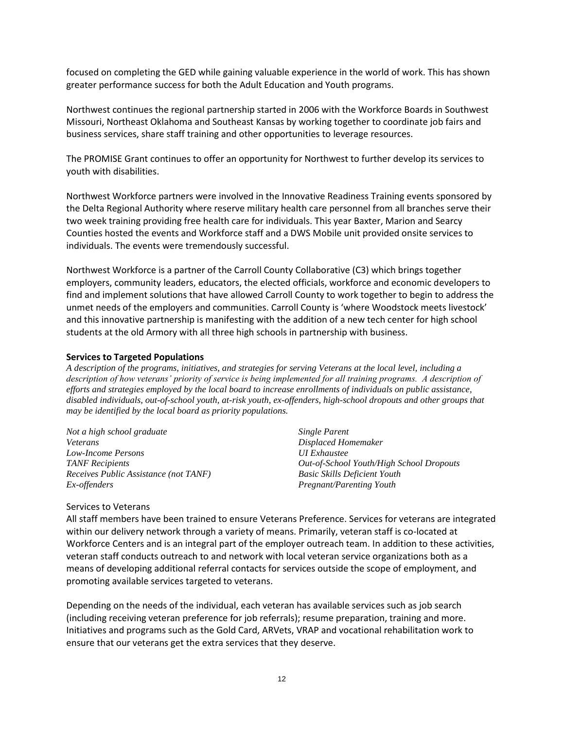focused on completing the GED while gaining valuable experience in the world of work. This has shown greater performance success for both the Adult Education and Youth programs.

Northwest continues the regional partnership started in 2006 with the Workforce Boards in Southwest Missouri, Northeast Oklahoma and Southeast Kansas by working together to coordinate job fairs and business services, share staff training and other opportunities to leverage resources.

The PROMISE Grant continues to offer an opportunity for Northwest to further develop its services to youth with disabilities.

Northwest Workforce partners were involved in the Innovative Readiness Training events sponsored by the Delta Regional Authority where reserve military health care personnel from all branches serve their two week training providing free health care for individuals. This year Baxter, Marion and Searcy Counties hosted the events and Workforce staff and a DWS Mobile unit provided onsite services to individuals. The events were tremendously successful.

Northwest Workforce is a partner of the Carroll County Collaborative (C3) which brings together employers, community leaders, educators, the elected officials, workforce and economic developers to find and implement solutions that have allowed Carroll County to work together to begin to address the unmet needs of the employers and communities. Carroll County is 'where Woodstock meets livestock' and this innovative partnership is manifesting with the addition of a new tech center for high school students at the old Armory with all three high schools in partnership with business.

**Services to Targeted Populations**

*A description of the programs, initiatives, and strategies for serving Veterans at the local level, including a description of how veterans' priority of service is being implemented for all training programs. A description of efforts and strategies employed by the local board to increase enrollments of individuals on public assistance, disabled individuals, out-of-school youth, at-risk youth, ex-offenders, high-school dropouts and other groups that may be identified by the local board as priority populations.*

*Not a high school graduate*
*Veterans*
*Low-Income Persons*
*TANF Recipients*
*Receives Public Assistance (not TANF)*
*Ex-offenders*
*Single Parent*
*Displaced Homemaker*
*UI Exhaustee*
*Out-of-School Youth/High School Dropouts*
*Basic Skills Deficient Youth*
*Pregnant/Parenting Youth*

Services to Veterans

All staff members have been trained to ensure Veterans Preference. Services for veterans are integrated within our delivery network through a variety of means. Primarily, veteran staff is co-located at Workforce Centers and is an integral part of the employer outreach team. In addition to these activities, veteran staff conducts outreach to and network with local veteran service organizations both as a means of developing additional referral contacts for services outside the scope of employment, and promoting available services targeted to veterans.

Depending on the needs of the individual, each veteran has available services such as job search (including receiving veteran preference for job referrals); resume preparation, training and more. Initiatives and programs such as the Gold Card, ARVets, VRAP and vocational rehabilitation work to ensure that our veterans get the extra services that they deserve.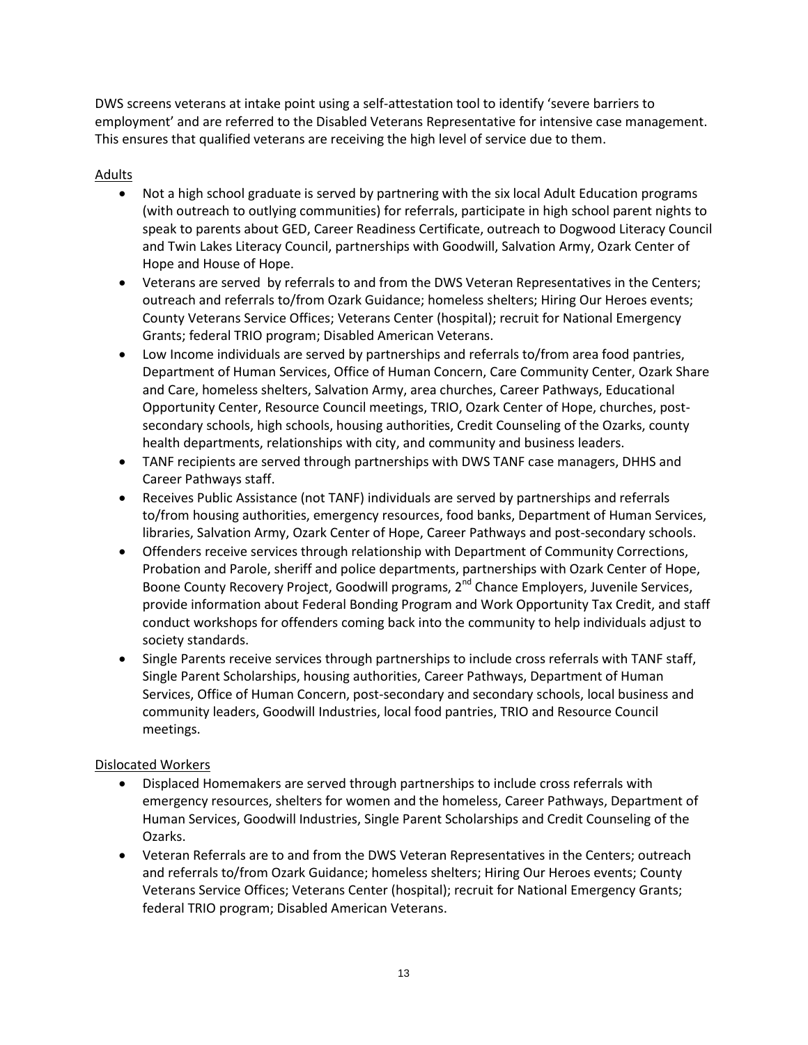DWS screens veterans at intake point using a self-attestation tool to identify 'severe barriers to employment' and are referred to the Disabled Veterans Representative for intensive case management. This ensures that qualified veterans are receiving the high level of service due to them.

<u>Adults</u>

- Not a high school graduate is served by partnering with the six local Adult Education programs (with outreach to outlying communities) for referrals, participate in high school parent nights to speak to parents about GED, Career Readiness Certificate, outreach to Dogwood Literacy Council and Twin Lakes Literacy Council, partnerships with Goodwill, Salvation Army, Ozark Center of Hope and House of Hope.
- Veterans are served by referrals to and from the DWS Veteran Representatives in the Centers; outreach and referrals to/from Ozark Guidance; homeless shelters; Hiring Our Heroes events; County Veterans Service Offices; Veterans Center (hospital); recruit for National Emergency Grants; federal TRIO program; Disabled American Veterans.
- Low Income individuals are served by partnerships and referrals to/from area food pantries, Department of Human Services, Office of Human Concern, Care Community Center, Ozark Share and Care, homeless shelters, Salvation Army, area churches, Career Pathways, Educational Opportunity Center, Resource Council meetings, TRIO, Ozark Center of Hope, churches, post-secondary schools, high schools, housing authorities, Credit Counseling of the Ozarks, county health departments, relationships with city, and community and business leaders.
- TANF recipients are served through partnerships with DWS TANF case managers, DHHS and Career Pathways staff.
- Receives Public Assistance (not TANF) individuals are served by partnerships and referrals to/from housing authorities, emergency resources, food banks, Department of Human Services, libraries, Salvation Army, Ozark Center of Hope, Career Pathways and post-secondary schools.
- Offenders receive services through relationship with Department of Community Corrections, Probation and Parole, sheriff and police departments, partnerships with Ozark Center of Hope, Boone County Recovery Project, Goodwill programs, 2nd Chance Employers, Juvenile Services, provide information about Federal Bonding Program and Work Opportunity Tax Credit, and staff conduct workshops for offenders coming back into the community to help individuals adjust to society standards.
- Single Parents receive services through partnerships to include cross referrals with TANF staff, Single Parent Scholarships, housing authorities, Career Pathways, Department of Human Services, Office of Human Concern, post-secondary and secondary schools, local business and community leaders, Goodwill Industries, local food pantries, TRIO and Resource Council meetings.

<u>Dislocated Workers</u>

- Displaced Homemakers are served through partnerships to include cross referrals with emergency resources, shelters for women and the homeless, Career Pathways, Department of Human Services, Goodwill Industries, Single Parent Scholarships and Credit Counseling of the Ozarks.
- Veteran Referrals are to and from the DWS Veteran Representatives in the Centers; outreach and referrals to/from Ozark Guidance; homeless shelters; Hiring Our Heroes events; County Veterans Service Offices; Veterans Center (hospital); recruit for National Emergency Grants; federal TRIO program; Disabled American Veterans.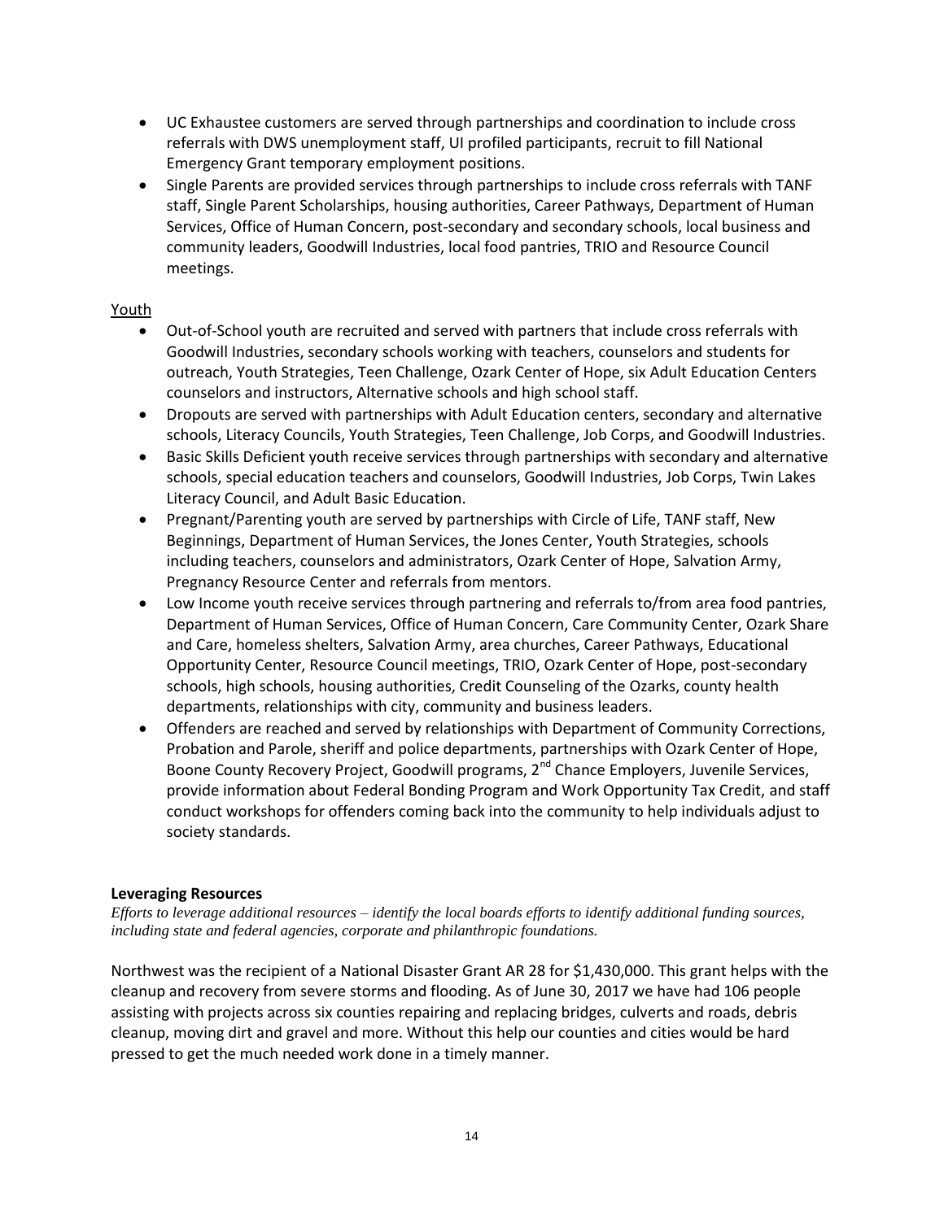- UC Exhaustee customers are served through partnerships and coordination to include cross referrals with DWS unemployment staff, UI profiled participants, recruit to fill National Emergency Grant temporary employment positions.
- Single Parents are provided services through partnerships to include cross referrals with TANF staff, Single Parent Scholarships, housing authorities, Career Pathways, Department of Human Services, Office of Human Concern, post-secondary and secondary schools, local business and community leaders, Goodwill Industries, local food pantries, TRIO and Resource Council meetings.

Youth

- Out-of-School youth are recruited and served with partners that include cross referrals with Goodwill Industries, secondary schools working with teachers, counselors and students for outreach, Youth Strategies, Teen Challenge, Ozark Center of Hope, six Adult Education Centers counselors and instructors, Alternative schools and high school staff.
- Dropouts are served with partnerships with Adult Education centers, secondary and alternative schools, Literacy Councils, Youth Strategies, Teen Challenge, Job Corps, and Goodwill Industries.
- Basic Skills Deficient youth receive services through partnerships with secondary and alternative schools, special education teachers and counselors, Goodwill Industries, Job Corps, Twin Lakes Literacy Council, and Adult Basic Education.
- Pregnant/Parenting youth are served by partnerships with Circle of Life, TANF staff, New Beginnings, Department of Human Services, the Jones Center, Youth Strategies, schools including teachers, counselors and administrators, Ozark Center of Hope, Salvation Army, Pregnancy Resource Center and referrals from mentors.
- Low Income youth receive services through partnering and referrals to/from area food pantries, Department of Human Services, Office of Human Concern, Care Community Center, Ozark Share and Care, homeless shelters, Salvation Army, area churches, Career Pathways, Educational Opportunity Center, Resource Council meetings, TRIO, Ozark Center of Hope, post-secondary schools, high schools, housing authorities, Credit Counseling of the Ozarks, county health departments, relationships with city, community and business leaders.
- Offenders are reached and served by relationships with Department of Community Corrections, Probation and Parole, sheriff and police departments, partnerships with Ozark Center of Hope, Boone County Recovery Project, Goodwill programs, 2nd Chance Employers, Juvenile Services, provide information about Federal Bonding Program and Work Opportunity Tax Credit, and staff conduct workshops for offenders coming back into the community to help individuals adjust to society standards.

**Leveraging Resources**

*Efforts to leverage additional resources – identify the local boards efforts to identify additional funding sources, including state and federal agencies, corporate and philanthropic foundations.*

Northwest was the recipient of a National Disaster Grant AR 28 for $1,430,000. This grant helps with the cleanup and recovery from severe storms and flooding. As of June 30, 2017 we have had 106 people assisting with projects across six counties repairing and replacing bridges, culverts and roads, debris cleanup, moving dirt and gravel and more. Without this help our counties and cities would be hard pressed to get the much needed work done in a timely manner.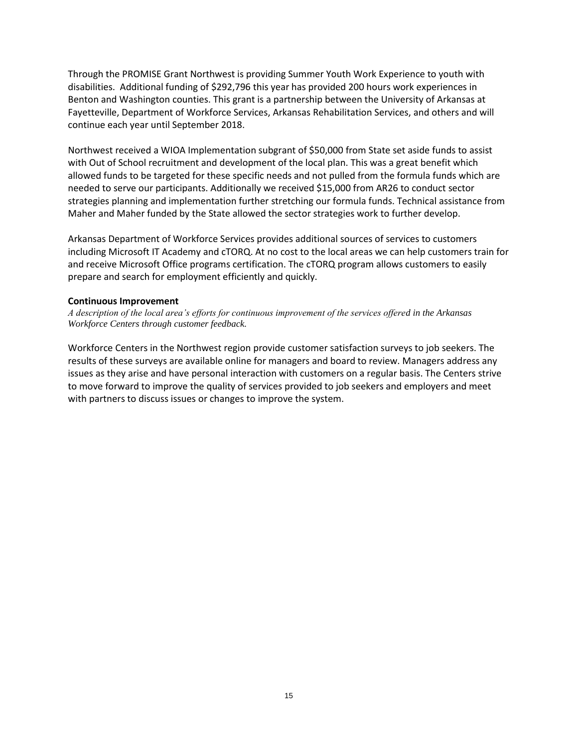Through the PROMISE Grant Northwest is providing Summer Youth Work Experience to youth with disabilities. Additional funding of $292,796 this year has provided 200 hours work experiences in Benton and Washington counties. This grant is a partnership between the University of Arkansas at Fayetteville, Department of Workforce Services, Arkansas Rehabilitation Services, and others and will continue each year until September 2018.

Northwest received a WIOA Implementation subgrant of $50,000 from State set aside funds to assist with Out of School recruitment and development of the local plan. This was a great benefit which allowed funds to be targeted for these specific needs and not pulled from the formula funds which are needed to serve our participants. Additionally we received $15,000 from AR26 to conduct sector strategies planning and implementation further stretching our formula funds. Technical assistance from Maher and Maher funded by the State allowed the sector strategies work to further develop.

Arkansas Department of Workforce Services provides additional sources of services to customers including Microsoft IT Academy and cTORQ. At no cost to the local areas we can help customers train for and receive Microsoft Office programs certification. The cTORQ program allows customers to easily prepare and search for employment efficiently and quickly.

**Continuous Improvement**

*A description of the local area's efforts for continuous improvement of the services offered in the Arkansas Workforce Centers through customer feedback.*

Workforce Centers in the Northwest region provide customer satisfaction surveys to job seekers. The results of these surveys are available online for managers and board to review. Managers address any issues as they arise and have personal interaction with customers on a regular basis. The Centers strive to move forward to improve the quality of services provided to job seekers and employers and meet with partners to discuss issues or changes to improve the system.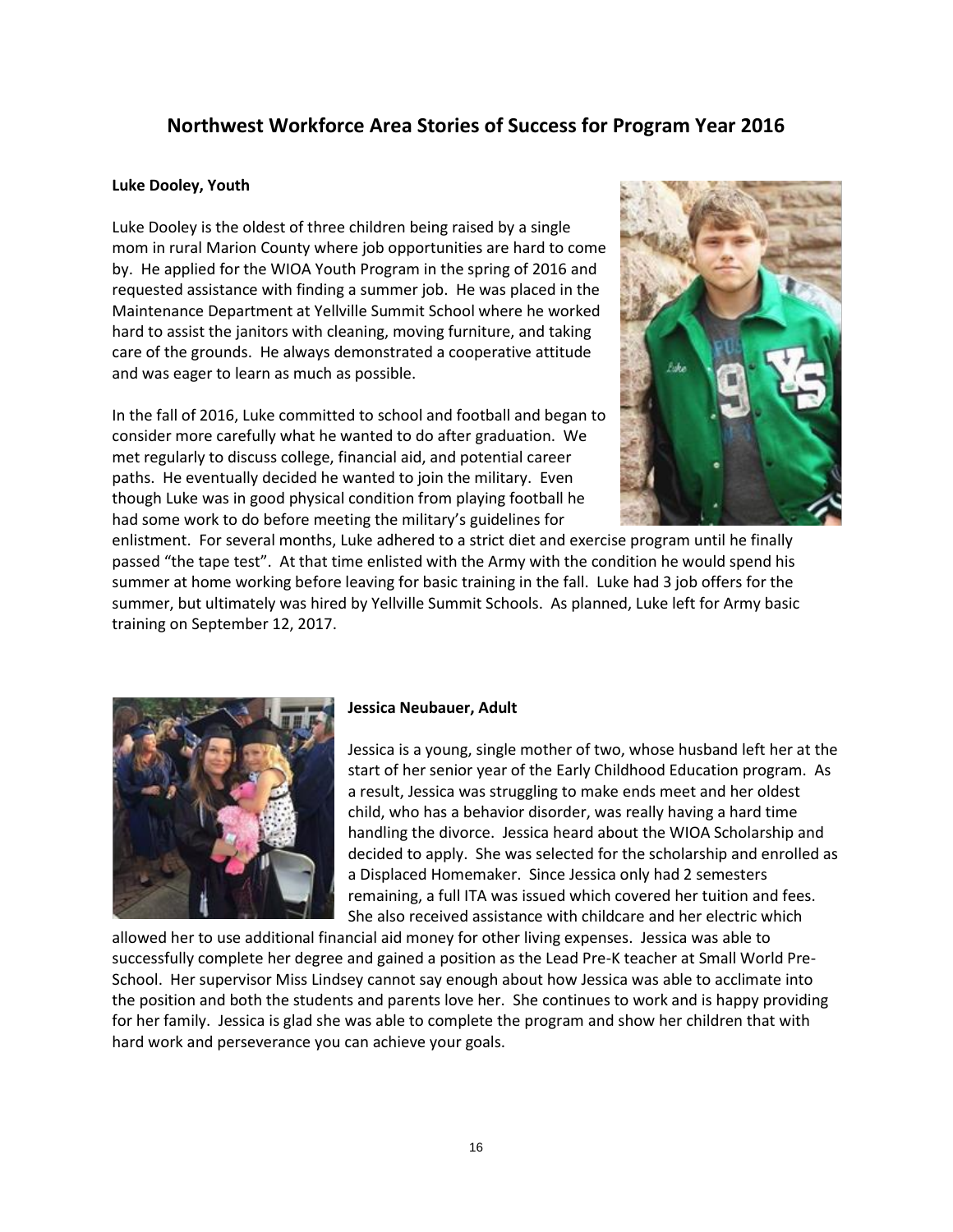## Northwest Workforce Area Stories of Success for Program Year 2016

**Luke Dooley, Youth**

Luke Dooley is the oldest of three children being raised by a single mom in rural Marion County where job opportunities are hard to come by. He applied for the WIOA Youth Program in the spring of 2016 and requested assistance with finding a summer job. He was placed in the Maintenance Department at Yellville Summit School where he worked hard to assist the janitors with cleaning, moving furniture, and taking care of the grounds. He always demonstrated a cooperative attitude and was eager to learn as much as possible.

In the fall of 2016, Luke committed to school and football and began to consider more carefully what he wanted to do after graduation. We met regularly to discuss college, financial aid, and potential career paths. He eventually decided he wanted to join the military. Even though Luke was in good physical condition from playing football he had some work to do before meeting the military's guidelines for enlistment. For several months, Luke adhered to a strict diet and exercise program until he finally passed "the tape test". At that time enlisted with the Army with the condition he would spend his summer at home working before leaving for basic training in the fall. Luke had 3 job offers for the summer, but ultimately was hired by Yellville Summit Schools. As planned, Luke left for Army basic training on September 12, 2017.

**Jessica Neubauer, Adult**

Jessica is a young, single mother of two, whose husband left her at the start of her senior year of the Early Childhood Education program. As a result, Jessica was struggling to make ends meet and her oldest child, who has a behavior disorder, was really having a hard time handling the divorce. Jessica heard about the WIOA Scholarship and decided to apply. She was selected for the scholarship and enrolled as a Displaced Homemaker. Since Jessica only had 2 semesters remaining, a full ITA was issued which covered her tuition and fees. She also received assistance with childcare and her electric which allowed her to use additional financial aid money for other living expenses. Jessica was able to successfully complete her degree and gained a position as the Lead Pre-K teacher at Small World Pre-School. Her supervisor Miss Lindsey cannot say enough about how Jessica was able to acclimate into the position and both the students and parents love her. She continues to work and is happy providing for her family. Jessica is glad she was able to complete the program and show her children that with hard work and perseverance you can achieve your goals.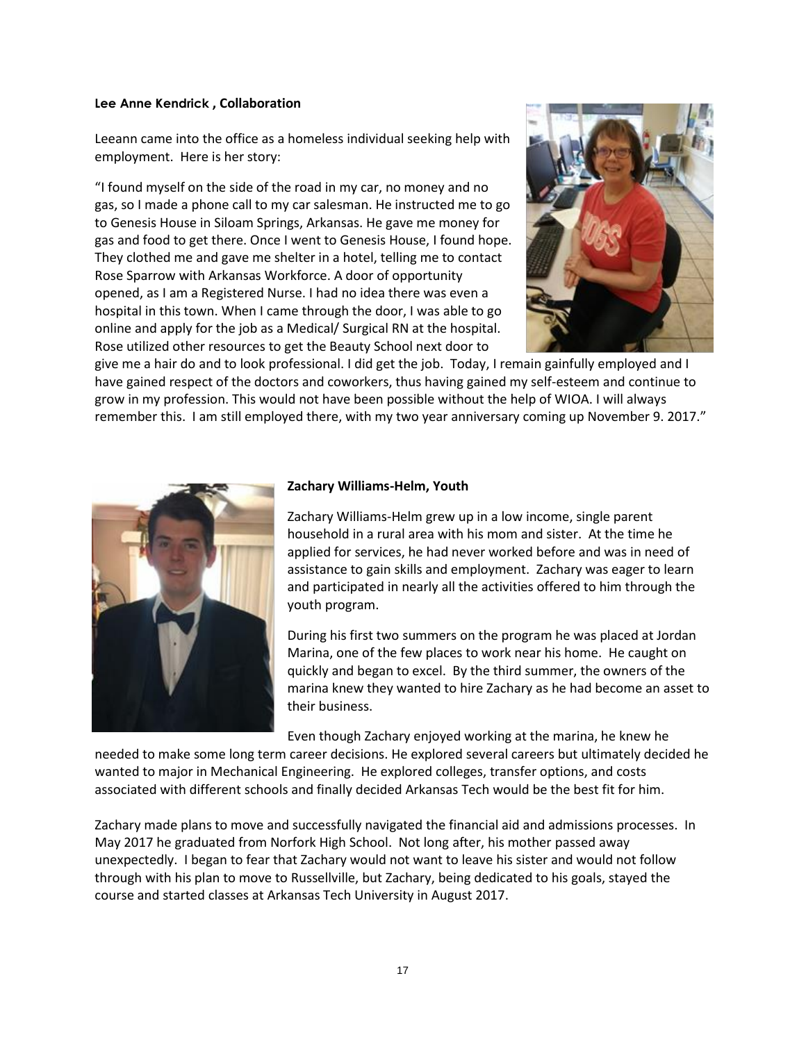**Lee Anne Kendrick , Collaboration**

Leeann came into the office as a homeless individual seeking help with employment. Here is her story:

"I found myself on the side of the road in my car, no money and no gas, so I made a phone call to my car salesman. He instructed me to go to Genesis House in Siloam Springs, Arkansas. He gave me money for gas and food to get there. Once I went to Genesis House, I found hope. They clothed me and gave me shelter in a hotel, telling me to contact Rose Sparrow with Arkansas Workforce. A door of opportunity opened, as I am a Registered Nurse. I had no idea there was even a hospital in this town. When I came through the door, I was able to go online and apply for the job as a Medical/ Surgical RN at the hospital. Rose utilized other resources to get the Beauty School next door to give me a hair do and to look professional. I did get the job. Today, I remain gainfully employed and I have gained respect of the doctors and coworkers, thus having gained my self-esteem and continue to grow in my profession. This would not have been possible without the help of WIOA. I will always remember this. I am still employed there, with my two year anniversary coming up November 9. 2017."

**Zachary Williams-Helm, Youth**

Zachary Williams-Helm grew up in a low income, single parent household in a rural area with his mom and sister. At the time he applied for services, he had never worked before and was in need of assistance to gain skills and employment. Zachary was eager to learn and participated in nearly all the activities offered to him through the youth program.

During his first two summers on the program he was placed at Jordan Marina, one of the few places to work near his home. He caught on quickly and began to excel. By the third summer, the owners of the marina knew they wanted to hire Zachary as he had become an asset to their business.

Even though Zachary enjoyed working at the marina, he knew he needed to make some long term career decisions. He explored several careers but ultimately decided he wanted to major in Mechanical Engineering. He explored colleges, transfer options, and costs associated with different schools and finally decided Arkansas Tech would be the best fit for him.

Zachary made plans to move and successfully navigated the financial aid and admissions processes. In May 2017 he graduated from Norfork High School. Not long after, his mother passed away unexpectedly. I began to fear that Zachary would not want to leave his sister and would not follow through with his plan to move to Russellville, but Zachary, being dedicated to his goals, stayed the course and started classes at Arkansas Tech University in August 2017.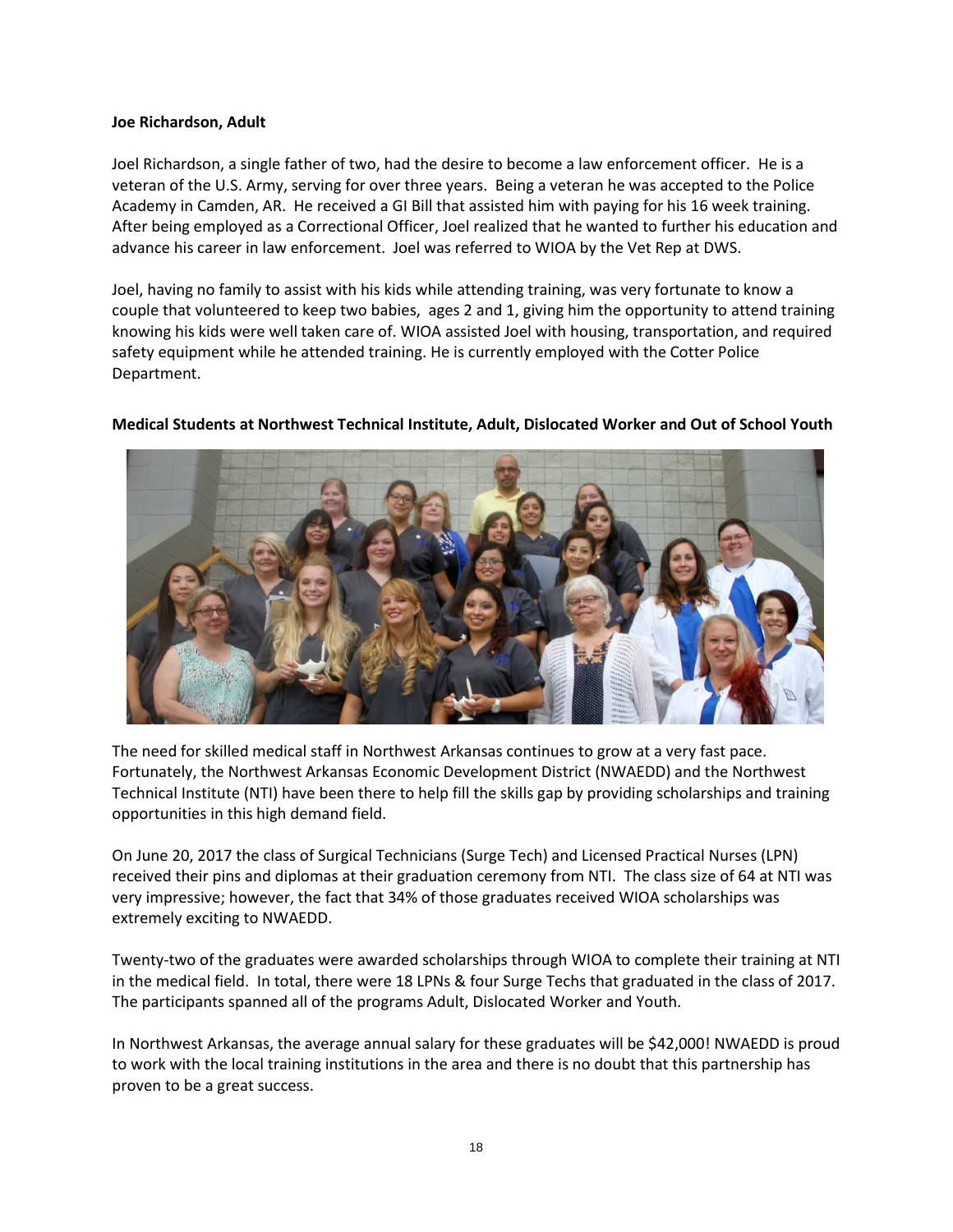**Joe Richardson, Adult**

Joel Richardson, a single father of two, had the desire to become a law enforcement officer. He is a veteran of the U.S. Army, serving for over three years. Being a veteran he was accepted to the Police Academy in Camden, AR. He received a GI Bill that assisted him with paying for his 16 week training. After being employed as a Correctional Officer, Joel realized that he wanted to further his education and advance his career in law enforcement. Joel was referred to WIOA by the Vet Rep at DWS.

Joel, having no family to assist with his kids while attending training, was very fortunate to know a couple that volunteered to keep two babies, ages 2 and 1, giving him the opportunity to attend training knowing his kids were well taken care of. WIOA assisted Joel with housing, transportation, and required safety equipment while he attended training. He is currently employed with the Cotter Police Department.

**Medical Students at Northwest Technical Institute, Adult, Dislocated Worker and Out of School Youth**

The need for skilled medical staff in Northwest Arkansas continues to grow at a very fast pace. Fortunately, the Northwest Arkansas Economic Development District (NWAEDD) and the Northwest Technical Institute (NTI) have been there to help fill the skills gap by providing scholarships and training opportunities in this high demand field.

On June 20, 2017 the class of Surgical Technicians (Surge Tech) and Licensed Practical Nurses (LPN) received their pins and diplomas at their graduation ceremony from NTI. The class size of 64 at NTI was very impressive; however, the fact that 34% of those graduates received WIOA scholarships was extremely exciting to NWAEDD.

Twenty-two of the graduates were awarded scholarships through WIOA to complete their training at NTI in the medical field. In total, there were 18 LPNs & four Surge Techs that graduated in the class of 2017. The participants spanned all of the programs Adult, Dislocated Worker and Youth.

In Northwest Arkansas, the average annual salary for these graduates will be $42,000! NWAEDD is proud to work with the local training institutions in the area and there is no doubt that this partnership has proven to be a great success.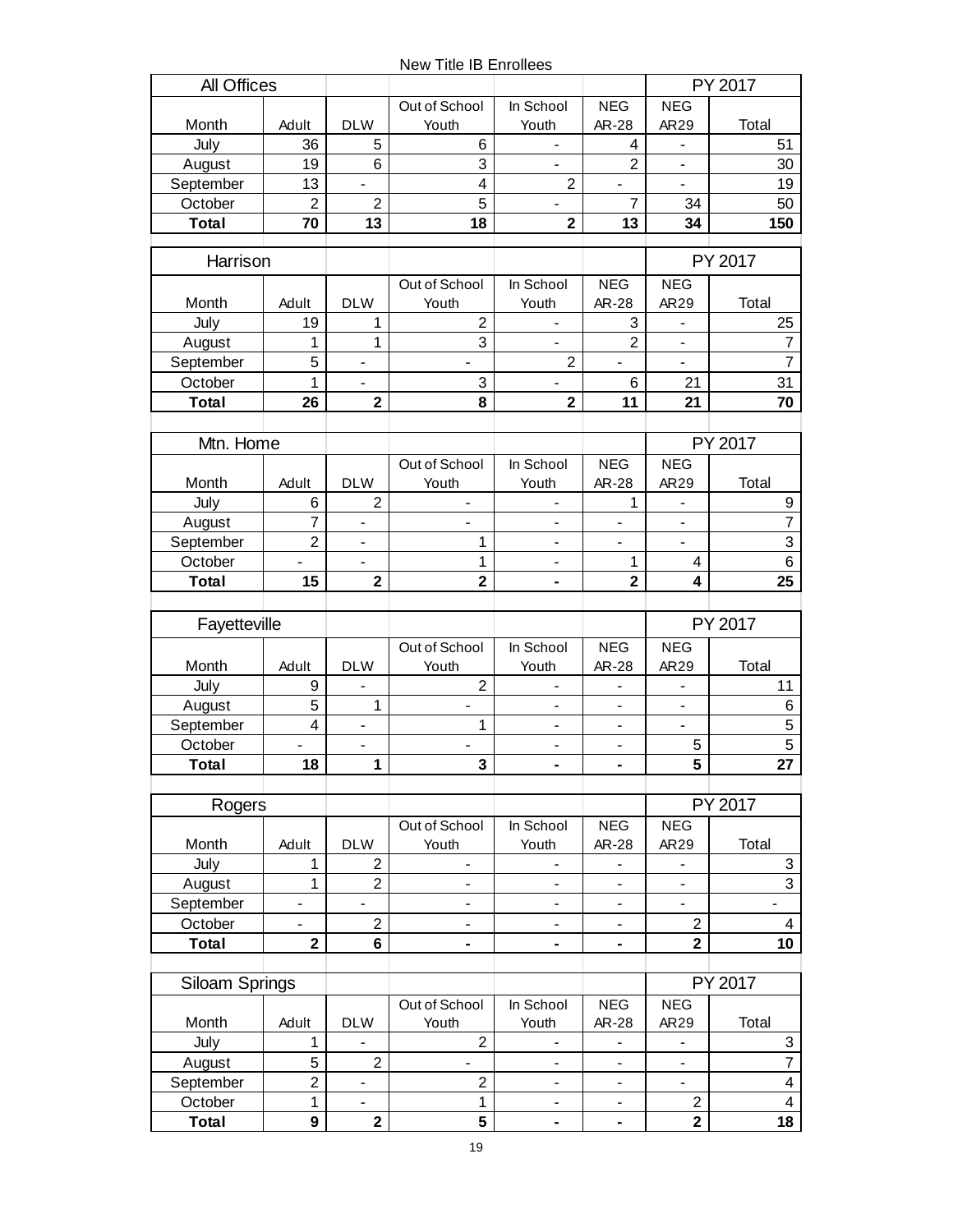New Title IB Enrollees

| All Offices | | | | | | PY 2017 | |
|---|---|---|---|---|---|---|---|
| Month | Adult | DLW | Out of School Youth | In School Youth | NEG AR-28 | NEG AR29 | Total |
| July | 36 | 5 | 6 | - | 4 | - | 51 |
| August | 19 | 6 | 3 | - | 2 | - | 30 |
| September | 13 | - | 4 | 2 | - | - | 19 |
| October | 2 | 2 | 5 | - | 7 | 34 | 50 |
| **Total** | **70** | **13** | **18** | **2** | **13** | **34** | **150** |

| Harrison | | | | | | PY 2017 | |
|---|---|---|---|---|---|---|---|
| Month | Adult | DLW | Out of School Youth | In School Youth | NEG AR-28 | NEG AR29 | Total |
| July | 19 | 1 | 2 | - | 3 | - | 25 |
| August | 1 | 1 | 3 | - | 2 | - | 7 |
| September | 5 | - | - | 2 | - | - | 7 |
| October | 1 | - | 3 | - | 6 | 21 | 31 |
| **Total** | **26** | **2** | **8** | **2** | **11** | **21** | **70** |

| Mtn. Home | | | | | | PY 2017 | |
|---|---|---|---|---|---|---|---|
| Month | Adult | DLW | Out of School Youth | In School Youth | NEG AR-28 | NEG AR29 | Total |
| July | 6 | 2 | - | - | 1 | - | 9 |
| August | 7 | - | - | - | - | - | 7 |
| September | 2 | - | 1 | - | - | - | 3 |
| October | - | - | 1 | - | 1 | 4 | 6 |
| **Total** | **15** | **2** | **2** | **-** | **2** | **4** | **25** |

| Fayetteville | | | | | | PY 2017 | |
|---|---|---|---|---|---|---|---|
| Month | Adult | DLW | Out of School Youth | In School Youth | NEG AR-28 | NEG AR29 | Total |
| July | 9 | - | 2 | - | - | - | 11 |
| August | 5 | 1 | - | - | - | - | 6 |
| September | 4 | - | 1 | - | - | - | 5 |
| October | - | - | - | - | - | 5 | 5 |
| **Total** | **18** | **1** | **3** | **-** | **-** | **5** | **27** |

| Rogers | | | | | | PY 2017 | |
|---|---|---|---|---|---|---|---|
| Month | Adult | DLW | Out of School Youth | In School Youth | NEG AR-28 | NEG AR29 | Total |
| July | 1 | 2 | - | - | - | - | 3 |
| August | 1 | 2 | - | - | - | - | 3 |
| September | - | - | - | - | - | - | - |
| October | - | 2 | - | - | - | 2 | 4 |
| **Total** | **2** | **6** | **-** | **-** | **-** | **2** | **10** |

| Siloam Springs | | | | | | PY 2017 | |
|---|---|---|---|---|---|---|---|
| Month | Adult | DLW | Out of School Youth | In School Youth | NEG AR-28 | NEG AR29 | Total |
| July | 1 | - | 2 | - | - | - | 3 |
| August | 5 | 2 | - | - | - | - | 7 |
| September | 2 | - | 2 | - | - | - | 4 |
| October | 1 | - | 1 | - | - | 2 | 4 |
| **Total** | **9** | **2** | **5** | **-** | **-** | **2** | **18** |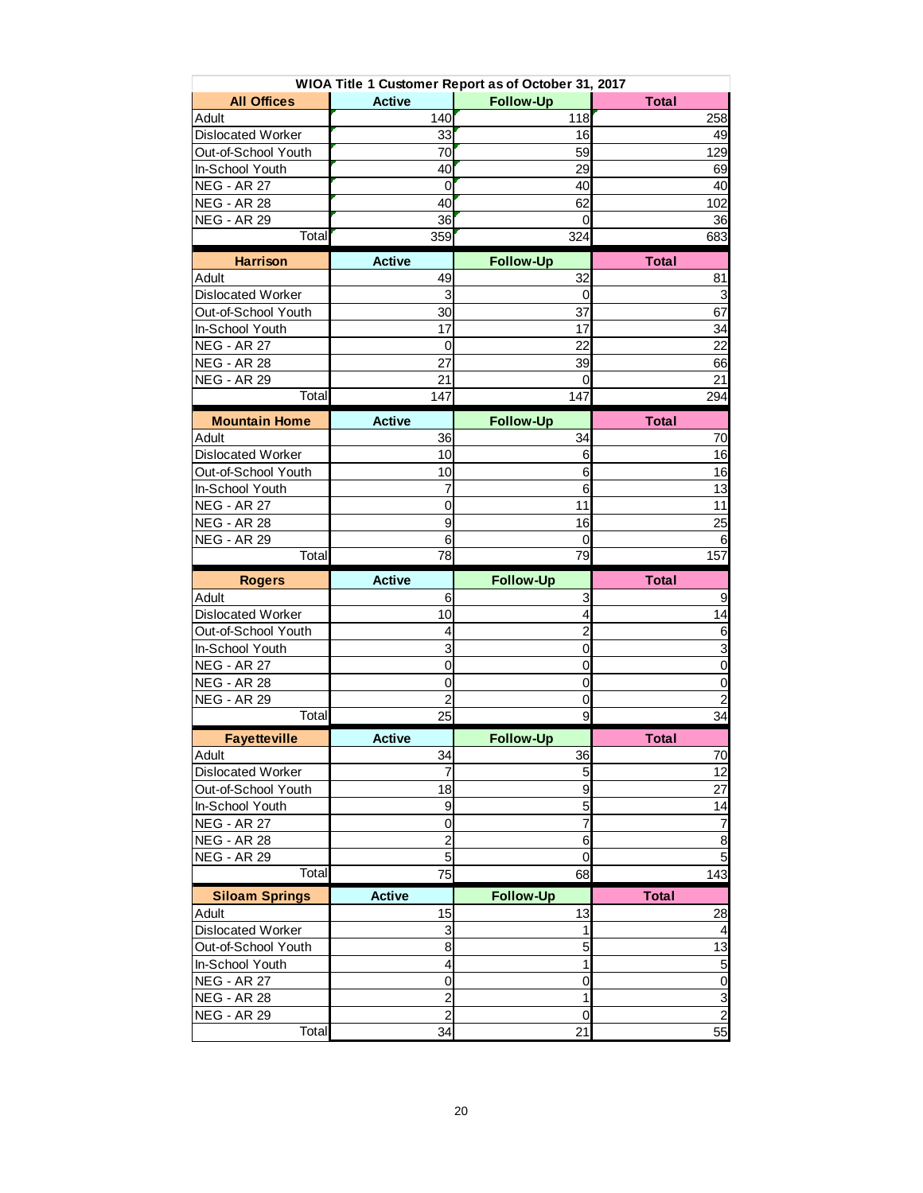**WIOA Title 1 Customer Report as of October 31, 2017**

| All Offices | Active | Follow-Up | Total |
|---|---|---|---|
| Adult | 140 | 118 | 258 |
| Dislocated Worker | 33 | 16 | 49 |
| Out-of-School Youth | 70 | 59 | 129 |
| In-School Youth | 40 | 29 | 69 |
| NEG - AR 27 | 0 | 40 | 40 |
| NEG - AR 28 | 40 | 62 | 102 |
| NEG - AR 29 | 36 | 0 | 36 |
| Total | 359 | 324 | 683 |

| Harrison | Active | Follow-Up | Total |
|---|---|---|---|
| Adult | 49 | 32 | 81 |
| Dislocated Worker | 3 | 0 | 3 |
| Out-of-School Youth | 30 | 37 | 67 |
| In-School Youth | 17 | 17 | 34 |
| NEG - AR 27 | 0 | 22 | 22 |
| NEG - AR 28 | 27 | 39 | 66 |
| NEG - AR 29 | 21 | 0 | 21 |
| Total | 147 | 147 | 294 |

| Mountain Home | Active | Follow-Up | Total |
|---|---|---|---|
| Adult | 36 | 34 | 70 |
| Dislocated Worker | 10 | 6 | 16 |
| Out-of-School Youth | 10 | 6 | 16 |
| In-School Youth | 7 | 6 | 13 |
| NEG - AR 27 | 0 | 11 | 11 |
| NEG - AR 28 | 9 | 16 | 25 |
| NEG - AR 29 | 6 | 0 | 6 |
| Total | 78 | 79 | 157 |

| Rogers | Active | Follow-Up | Total |
|---|---|---|---|
| Adult | 6 | 3 | 9 |
| Dislocated Worker | 10 | 4 | 14 |
| Out-of-School Youth | 4 | 2 | 6 |
| In-School Youth | 3 | 0 | 3 |
| NEG - AR 27 | 0 | 0 | 0 |
| NEG - AR 28 | 0 | 0 | 0 |
| NEG - AR 29 | 2 | 0 | 2 |
| Total | 25 | 9 | 34 |

| Fayetteville | Active | Follow-Up | Total |
|---|---|---|---|
| Adult | 34 | 36 | 70 |
| Dislocated Worker | 7 | 5 | 12 |
| Out-of-School Youth | 18 | 9 | 27 |
| In-School Youth | 9 | 5 | 14 |
| NEG - AR 27 | 0 | 7 | 7 |
| NEG - AR 28 | 2 | 6 | 8 |
| NEG - AR 29 | 5 | 0 | 5 |
| Total | 75 | 68 | 143 |

| Siloam Springs | Active | Follow-Up | Total |
|---|---|---|---|
| Adult | 15 | 13 | 28 |
| Dislocated Worker | 3 | 1 | 4 |
| Out-of-School Youth | 8 | 5 | 13 |
| In-School Youth | 4 | 1 | 5 |
| NEG - AR 27 | 0 | 0 | 0 |
| NEG - AR 28 | 2 | 1 | 3 |
| NEG - AR 29 | 2 | 0 | 2 |
| Total | 34 | 21 | 55 |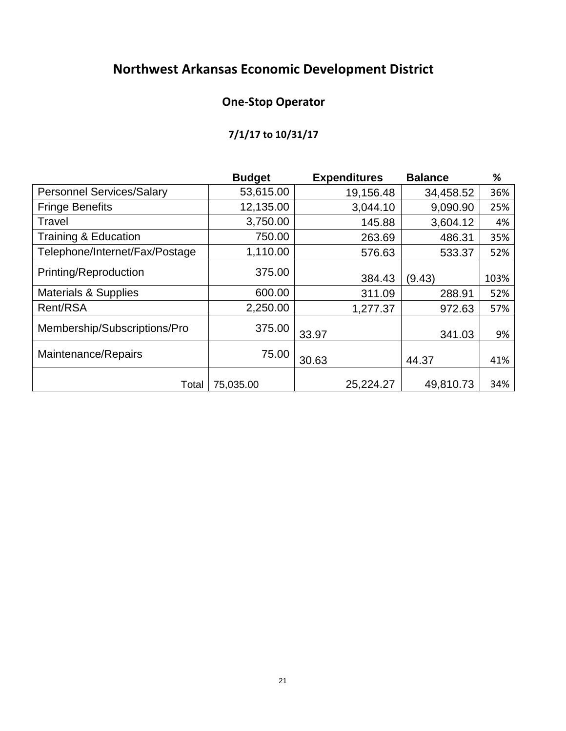# Northwest Arkansas Economic Development District

## One-Stop Operator

### 7/1/17 to 10/31/17

| | Budget | Expenditures | Balance | % |
|---|---|---|---|---|
| Personnel Services/Salary | 53,615.00 | 19,156.48 | 34,458.52 | 36% |
| Fringe Benefits | 12,135.00 | 3,044.10 | 9,090.90 | 25% |
| Travel | 3,750.00 | 145.88 | 3,604.12 | 4% |
| Training & Education | 750.00 | 263.69 | 486.31 | 35% |
| Telephone/Internet/Fax/Postage | 1,110.00 | 576.63 | 533.37 | 52% |
| Printing/Reproduction | 375.00 | 384.43 | (9.43) | 103% |
| Materials & Supplies | 600.00 | 311.09 | 288.91 | 52% |
| Rent/RSA | 2,250.00 | 1,277.37 | 972.63 | 57% |
| Membership/Subscriptions/Pro | 375.00 | 33.97 | 341.03 | 9% |
| Maintenance/Repairs | 75.00 | 30.63 | 44.37 | 41% |
| Total | 75,035.00 | 25,224.27 | 49,810.73 | 34% |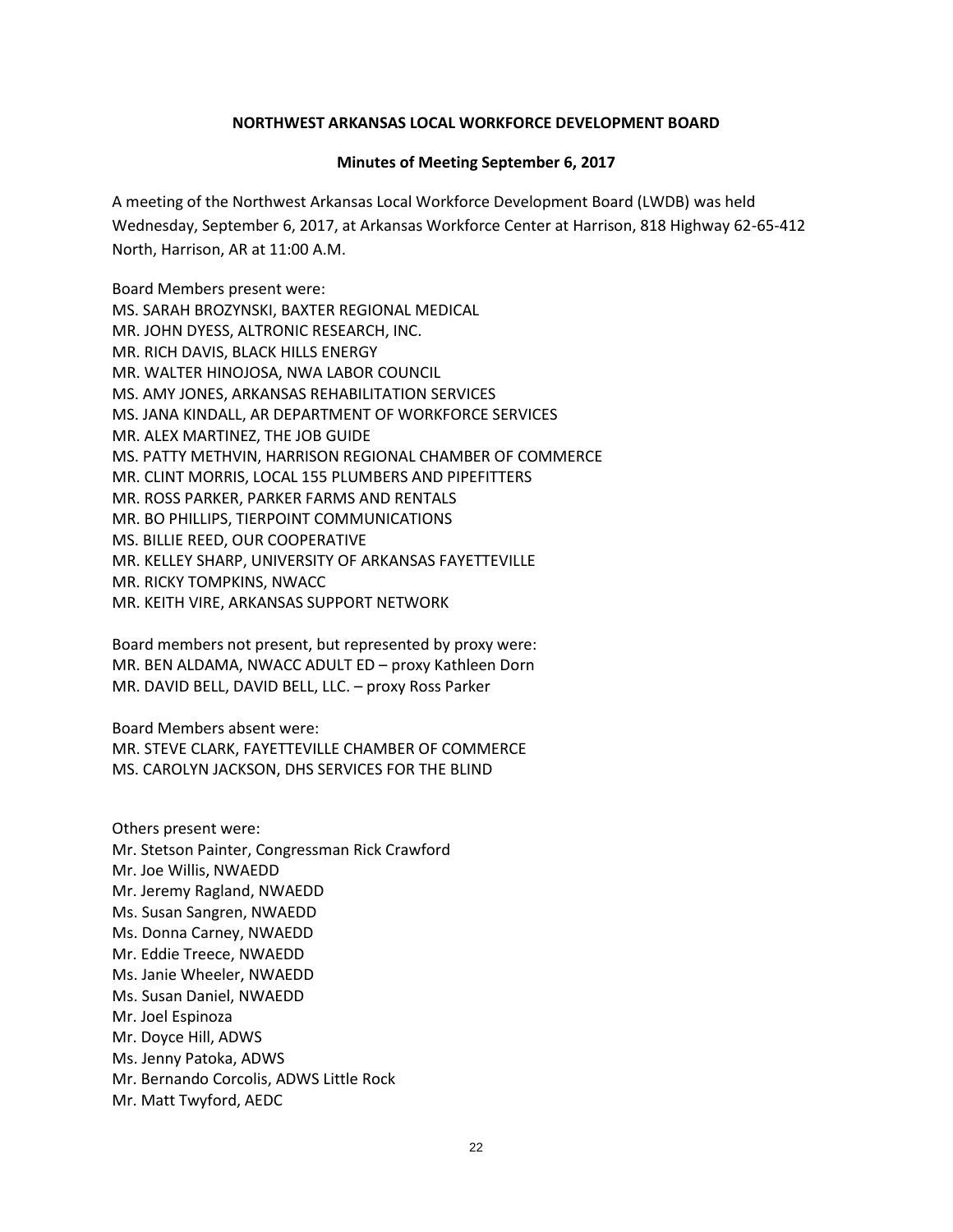**NORTHWEST ARKANSAS LOCAL WORKFORCE DEVELOPMENT BOARD**

**Minutes of Meeting September 6, 2017**

A meeting of the Northwest Arkansas Local Workforce Development Board (LWDB) was held Wednesday, September 6, 2017, at Arkansas Workforce Center at Harrison, 818 Highway 62-65-412 North, Harrison, AR at 11:00 A.M.

Board Members present were:
MS. SARAH BROZYNSKI, BAXTER REGIONAL MEDICAL
MR. JOHN DYESS, ALTRONIC RESEARCH, INC.
MR. RICH DAVIS, BLACK HILLS ENERGY
MR. WALTER HINOJOSA, NWA LABOR COUNCIL
MS. AMY JONES, ARKANSAS REHABILITATION SERVICES
MS. JANA KINDALL, AR DEPARTMENT OF WORKFORCE SERVICES
MR. ALEX MARTINEZ, THE JOB GUIDE
MS. PATTY METHVIN, HARRISON REGIONAL CHAMBER OF COMMERCE
MR. CLINT MORRIS, LOCAL 155 PLUMBERS AND PIPEFITTERS
MR. ROSS PARKER, PARKER FARMS AND RENTALS
MR. BO PHILLIPS, TIERPOINT COMMUNICATIONS
MS. BILLIE REED, OUR COOPERATIVE
MR. KELLEY SHARP, UNIVERSITY OF ARKANSAS FAYETTEVILLE
MR. RICKY TOMPKINS, NWACC
MR. KEITH VIRE, ARKANSAS SUPPORT NETWORK

Board members not present, but represented by proxy were:
MR. BEN ALDAMA, NWACC ADULT ED – proxy Kathleen Dorn
MR. DAVID BELL, DAVID BELL, LLC. – proxy Ross Parker

Board Members absent were:
MR. STEVE CLARK, FAYETTEVILLE CHAMBER OF COMMERCE
MS. CAROLYN JACKSON, DHS SERVICES FOR THE BLIND

Others present were:
Mr. Stetson Painter, Congressman Rick Crawford
Mr. Joe Willis, NWAEDD
Mr. Jeremy Ragland, NWAEDD
Ms. Susan Sangren, NWAEDD
Ms. Donna Carney, NWAEDD
Mr. Eddie Treece, NWAEDD
Ms. Janie Wheeler, NWAEDD
Ms. Susan Daniel, NWAEDD
Mr. Joel Espinoza
Mr. Doyce Hill, ADWS
Ms. Jenny Patoka, ADWS
Mr. Bernando Corcolis, ADWS Little Rock
Mr. Matt Twyford, AEDC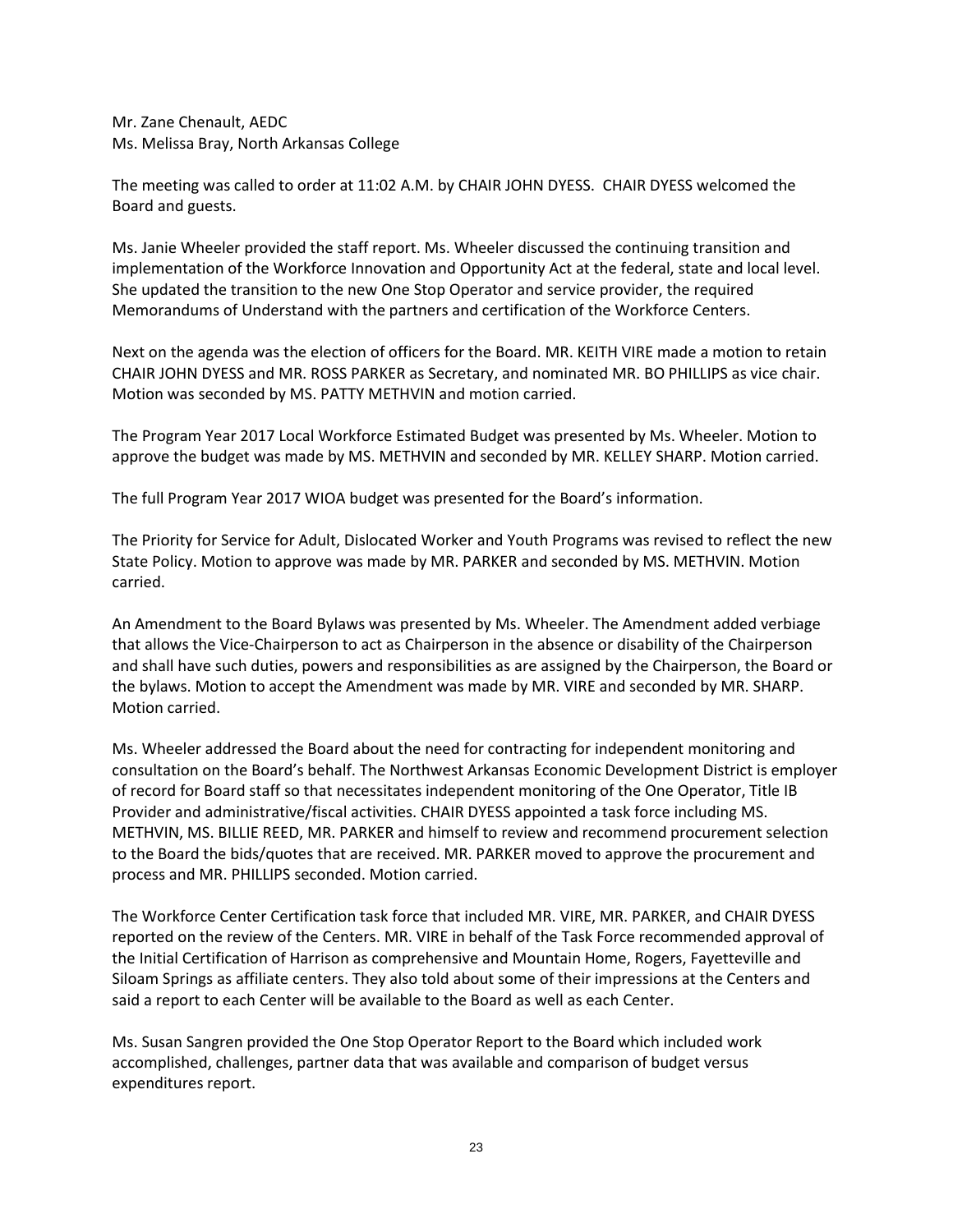Mr. Zane Chenault, AEDC
Ms. Melissa Bray, North Arkansas College

The meeting was called to order at 11:02 A.M. by CHAIR JOHN DYESS. CHAIR DYESS welcomed the Board and guests.

Ms. Janie Wheeler provided the staff report. Ms. Wheeler discussed the continuing transition and implementation of the Workforce Innovation and Opportunity Act at the federal, state and local level. She updated the transition to the new One Stop Operator and service provider, the required Memorandums of Understand with the partners and certification of the Workforce Centers.

Next on the agenda was the election of officers for the Board. MR. KEITH VIRE made a motion to retain CHAIR JOHN DYESS and MR. ROSS PARKER as Secretary, and nominated MR. BO PHILLIPS as vice chair. Motion was seconded by MS. PATTY METHVIN and motion carried.

The Program Year 2017 Local Workforce Estimated Budget was presented by Ms. Wheeler. Motion to approve the budget was made by MS. METHVIN and seconded by MR. KELLEY SHARP. Motion carried.

The full Program Year 2017 WIOA budget was presented for the Board's information.

The Priority for Service for Adult, Dislocated Worker and Youth Programs was revised to reflect the new State Policy. Motion to approve was made by MR. PARKER and seconded by MS. METHVIN. Motion carried.

An Amendment to the Board Bylaws was presented by Ms. Wheeler. The Amendment added verbiage that allows the Vice-Chairperson to act as Chairperson in the absence or disability of the Chairperson and shall have such duties, powers and responsibilities as are assigned by the Chairperson, the Board or the bylaws. Motion to accept the Amendment was made by MR. VIRE and seconded by MR. SHARP. Motion carried.

Ms. Wheeler addressed the Board about the need for contracting for independent monitoring and consultation on the Board's behalf. The Northwest Arkansas Economic Development District is employer of record for Board staff so that necessitates independent monitoring of the One Operator, Title IB Provider and administrative/fiscal activities. CHAIR DYESS appointed a task force including MS. METHVIN, MS. BILLIE REED, MR. PARKER and himself to review and recommend procurement selection to the Board the bids/quotes that are received. MR. PARKER moved to approve the procurement and process and MR. PHILLIPS seconded. Motion carried.

The Workforce Center Certification task force that included MR. VIRE, MR. PARKER, and CHAIR DYESS reported on the review of the Centers. MR. VIRE in behalf of the Task Force recommended approval of the Initial Certification of Harrison as comprehensive and Mountain Home, Rogers, Fayetteville and Siloam Springs as affiliate centers. They also told about some of their impressions at the Centers and said a report to each Center will be available to the Board as well as each Center.

Ms. Susan Sangren provided the One Stop Operator Report to the Board which included work accomplished, challenges, partner data that was available and comparison of budget versus expenditures report.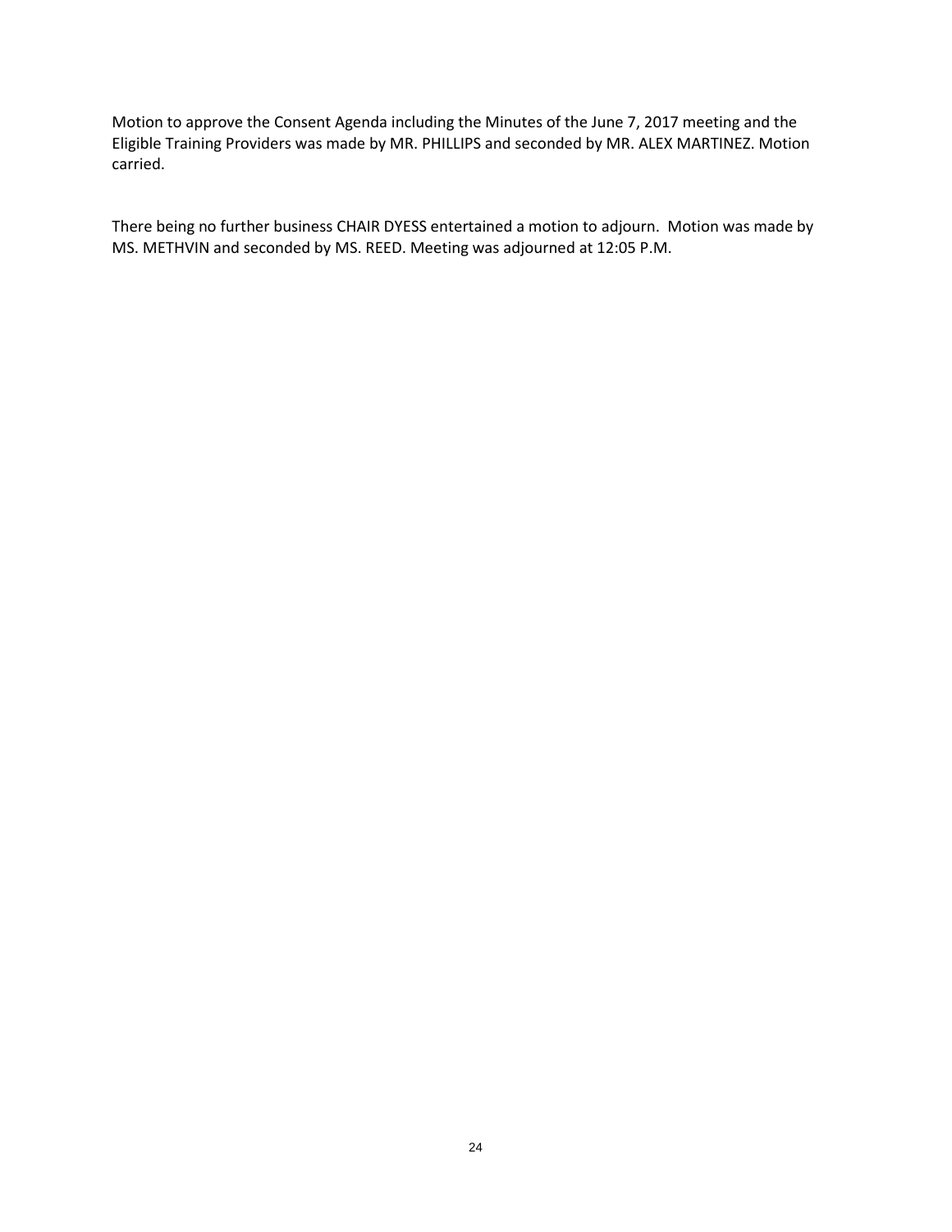Motion to approve the Consent Agenda including the Minutes of the June 7, 2017 meeting and the Eligible Training Providers was made by MR. PHILLIPS and seconded by MR. ALEX MARTINEZ. Motion carried.

There being no further business CHAIR DYESS entertained a motion to adjourn. Motion was made by MS. METHVIN and seconded by MS. REED. Meeting was adjourned at 12:05 P.M.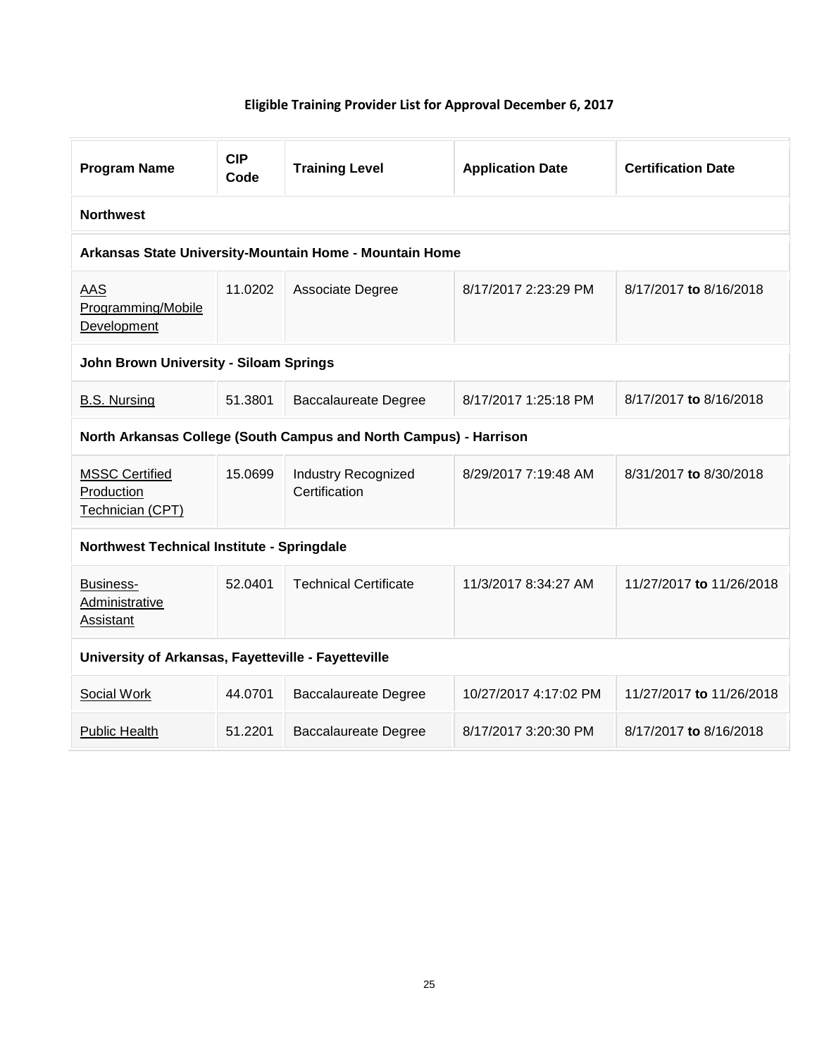## Eligible Training Provider List for Approval December 6, 2017

| Program Name | CIP Code | Training Level | Application Date | Certification Date |
|---|---|---|---|---|
| **Northwest** | | | | |
| **Arkansas State University-Mountain Home - Mountain Home** | | | | |
| AAS Programming/Mobile Development | 11.0202 | Associate Degree | 8/17/2017 2:23:29 PM | 8/17/2017 **to** 8/16/2018 |
| **John Brown University - Siloam Springs** | | | | |
| B.S. Nursing | 51.3801 | Baccalaureate Degree | 8/17/2017 1:25:18 PM | 8/17/2017 **to** 8/16/2018 |
| **North Arkansas College (South Campus and North Campus) - Harrison** | | | | |
| MSSC Certified Production Technician (CPT) | 15.0699 | Industry Recognized Certification | 8/29/2017 7:19:48 AM | 8/31/2017 **to** 8/30/2018 |
| **Northwest Technical Institute - Springdale** | | | | |
| Business-Administrative Assistant | 52.0401 | Technical Certificate | 11/3/2017 8:34:27 AM | 11/27/2017 **to** 11/26/2018 |
| **University of Arkansas, Fayetteville - Fayetteville** | | | | |
| Social Work | 44.0701 | Baccalaureate Degree | 10/27/2017 4:17:02 PM | 11/27/2017 **to** 11/26/2018 |
| Public Health | 51.2201 | Baccalaureate Degree | 8/17/2017 3:20:30 PM | 8/17/2017 **to** 8/16/2018 |